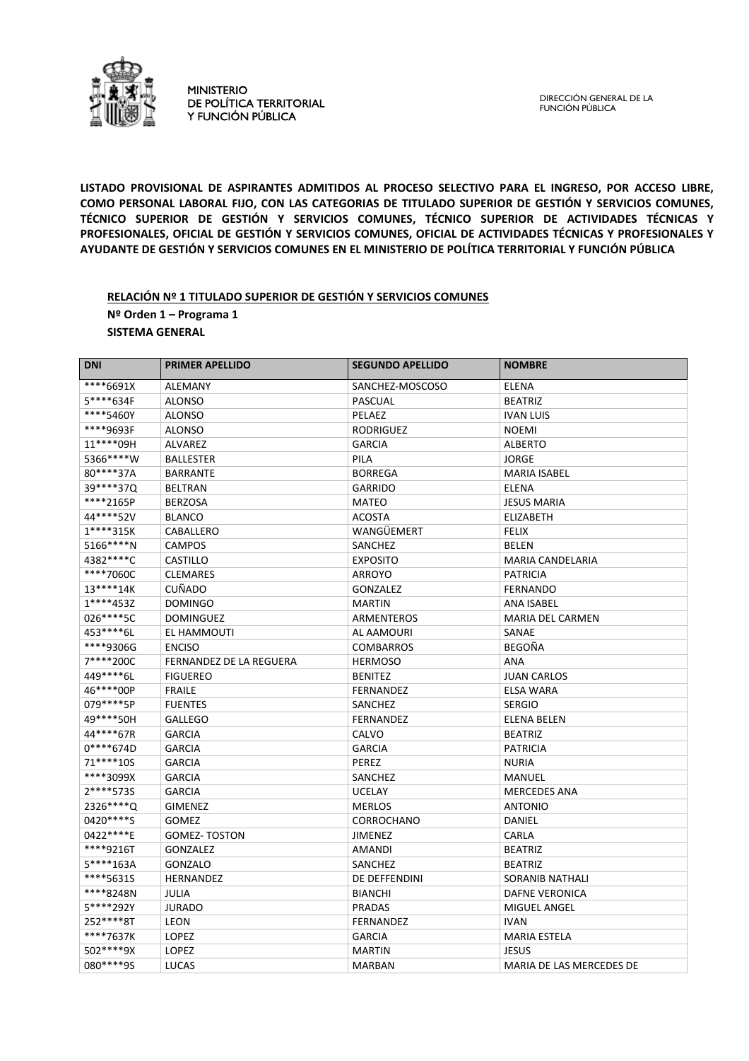MINISTERIO
DE POLÍTICA TERRITORIAL
Y FUNCIÓN PÚBLICA

DIRECCIÓN GENERAL DE LA
FUNCIÓN PÚBLICA

**LISTADO PROVISIONAL DE ASPIRANTES ADMITIDOS AL PROCESO SELECTIVO PARA EL INGRESO, POR ACCESO LIBRE, COMO PERSONAL LABORAL FIJO, CON LAS CATEGORIAS DE TITULADO SUPERIOR DE GESTIÓN Y SERVICIOS COMUNES, TÉCNICO SUPERIOR DE GESTIÓN Y SERVICIOS COMUNES, TÉCNICO SUPERIOR DE ACTIVIDADES TÉCNICAS Y PROFESIONALES, OFICIAL DE GESTIÓN Y SERVICIOS COMUNES, OFICIAL DE ACTIVIDADES TÉCNICAS Y PROFESIONALES Y AYUDANTE DE GESTIÓN Y SERVICIOS COMUNES EN EL MINISTERIO DE POLÍTICA TERRITORIAL Y FUNCIÓN PÚBLICA**

**RELACIÓN Nº 1 TITULADO SUPERIOR DE GESTIÓN Y SERVICIOS COMUNES**

**Nº Orden 1 – Programa 1**

**SISTEMA GENERAL**

| DNI | PRIMER APELLIDO | SEGUNDO APELLIDO | NOMBRE |
|---|---|---|---|
| ****6691X | ALEMANY | SANCHEZ-MOSCOSO | ELENA |
| 5****634F | ALONSO | PASCUAL | BEATRIZ |
| ****5460Y | ALONSO | PELAEZ | IVAN LUIS |
| ****9693F | ALONSO | RODRIGUEZ | NOEMI |
| 11****09H | ALVAREZ | GARCIA | ALBERTO |
| 5366****W | BALLESTER | PILA | JORGE |
| 80****37A | BARRANTE | BORREGA | MARIA ISABEL |
| 39****37Q | BELTRAN | GARRIDO | ELENA |
| ****2165P | BERZOSA | MATEO | JESUS MARIA |
| 44****52V | BLANCO | ACOSTA | ELIZABETH |
| 1****315K | CABALLERO | WANGÜEMERT | FELIX |
| 5166****N | CAMPOS | SANCHEZ | BELEN |
| 4382****C | CASTILLO | EXPOSITO | MARIA CANDELARIA |
| ****7060C | CLEMARES | ARROYO | PATRICIA |
| 13****14K | CUÑADO | GONZALEZ | FERNANDO |
| 1****453Z | DOMINGO | MARTIN | ANA ISABEL |
| 026****5C | DOMINGUEZ | ARMENTEROS | MARIA DEL CARMEN |
| 453****6L | EL HAMMOUTI | AL AAMOURI | SANAE |
| ****9306G | ENCISO | COMBARROS | BEGOÑA |
| 7****200C | FERNANDEZ DE LA REGUERA | HERMOSO | ANA |
| 449****6L | FIGUEREO | BENITEZ | JUAN CARLOS |
| 46****00P | FRAILE | FERNANDEZ | ELSA WARA |
| 079****5P | FUENTES | SANCHEZ | SERGIO |
| 49****50H | GALLEGO | FERNANDEZ | ELENA BELEN |
| 44****67R | GARCIA | CALVO | BEATRIZ |
| 0****674D | GARCIA | GARCIA | PATRICIA |
| 71****10S | GARCIA | PEREZ | NURIA |
| ****3099X | GARCIA | SANCHEZ | MANUEL |
| 2****573S | GARCIA | UCELAY | MERCEDES ANA |
| 2326****Q | GIMENEZ | MERLOS | ANTONIO |
| 0420****S | GOMEZ | CORROCHANO | DANIEL |
| 0422****E | GOMEZ- TOSTON | JIMENEZ | CARLA |
| ****9216T | GONZALEZ | AMANDI | BEATRIZ |
| 5****163A | GONZALO | SANCHEZ | BEATRIZ |
| ****5631S | HERNANDEZ | DE DEFFENDINI | SORANIB NATHALI |
| ****8248N | JULIA | BIANCHI | DAFNE VERONICA |
| 5****292Y | JURADO | PRADAS | MIGUEL ANGEL |
| 252****8T | LEON | FERNANDEZ | IVAN |
| ****7637K | LOPEZ | GARCIA | MARIA ESTELA |
| 502****9X | LOPEZ | MARTIN | JESUS |
| 080****9S | LUCAS | MARBAN | MARIA DE LAS MERCEDES DE |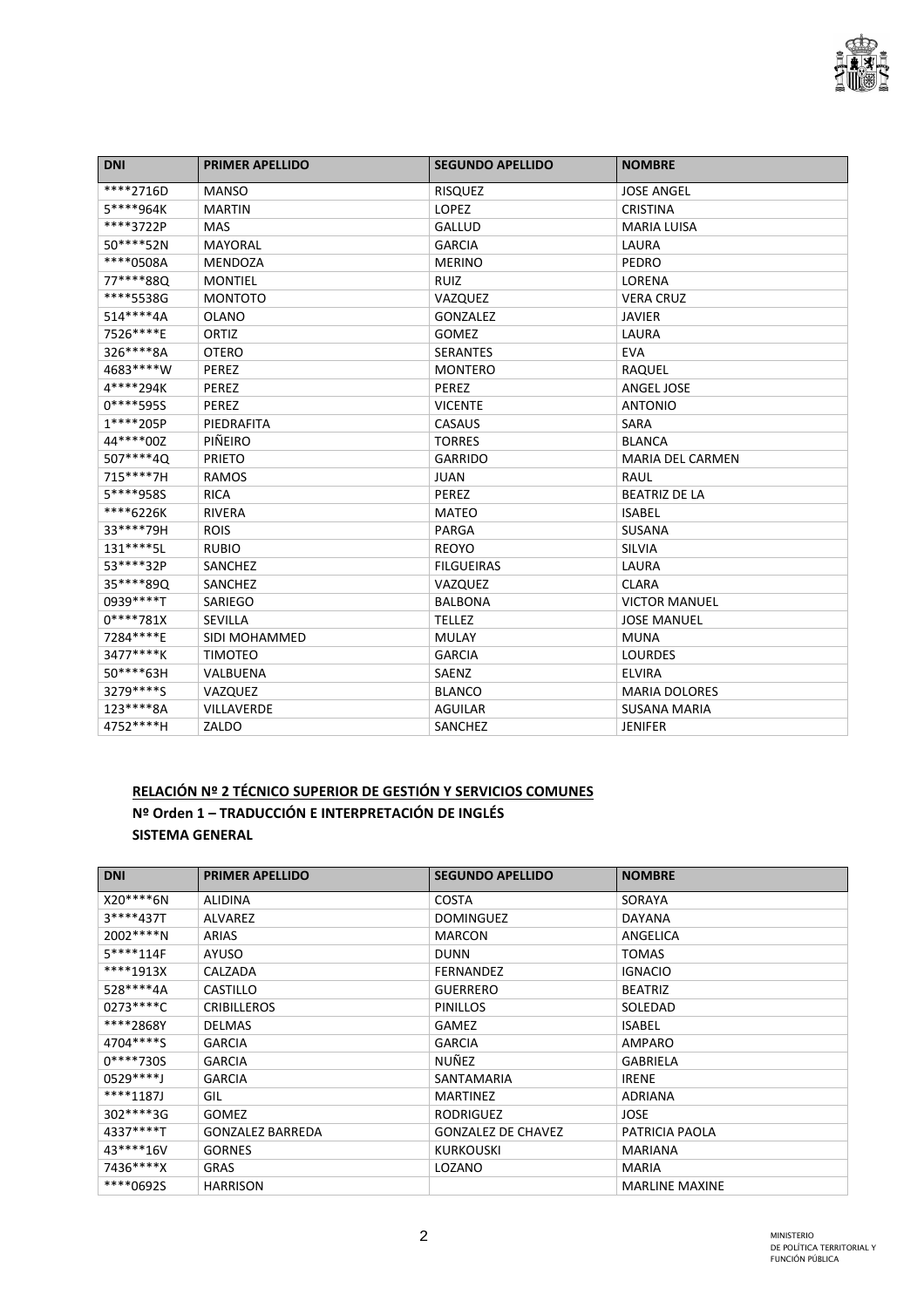| DNI | PRIMER APELLIDO | SEGUNDO APELLIDO | NOMBRE |
|---|---|---|---|
| ****2716D | MANSO | RISQUEZ | JOSE ANGEL |
| 5****964K | MARTIN | LOPEZ | CRISTINA |
| ****3722P | MAS | GALLUD | MARIA LUISA |
| 50****52N | MAYORAL | GARCIA | LAURA |
| ****0508A | MENDOZA | MERINO | PEDRO |
| 77****88Q | MONTIEL | RUIZ | LORENA |
| ****5538G | MONTOTO | VAZQUEZ | VERA CRUZ |
| 514****4A | OLANO | GONZALEZ | JAVIER |
| 7526****E | ORTIZ | GOMEZ | LAURA |
| 326****8A | OTERO | SERANTES | EVA |
| 4683****W | PEREZ | MONTERO | RAQUEL |
| 4****294K | PEREZ | PEREZ | ANGEL JOSE |
| 0****595S | PEREZ | VICENTE | ANTONIO |
| 1****205P | PIEDRAFITA | CASAUS | SARA |
| 44****00Z | PIÑEIRO | TORRES | BLANCA |
| 507****4Q | PRIETO | GARRIDO | MARIA DEL CARMEN |
| 715****7H | RAMOS | JUAN | RAUL |
| 5****958S | RICA | PEREZ | BEATRIZ DE LA |
| ****6226K | RIVERA | MATEO | ISABEL |
| 33****79H | ROIS | PARGA | SUSANA |
| 131****5L | RUBIO | REOYO | SILVIA |
| 53****32P | SANCHEZ | FILGUEIRAS | LAURA |
| 35****89Q | SANCHEZ | VAZQUEZ | CLARA |
| 0939****T | SARIEGO | BALBONA | VICTOR MANUEL |
| 0****781X | SEVILLA | TELLEZ | JOSE MANUEL |
| 7284****E | SIDI MOHAMMED | MULAY | MUNA |
| 3477****K | TIMOTEO | GARCIA | LOURDES |
| 50****63H | VALBUENA | SAENZ | ELVIRA |
| 3279****S | VAZQUEZ | BLANCO | MARIA DOLORES |
| 123****8A | VILLAVERDE | AGUILAR | SUSANA MARIA |
| 4752****H | ZALDO | SANCHEZ | JENIFER |

**RELACIÓN Nº 2 TÉCNICO SUPERIOR DE GESTIÓN Y SERVICIOS COMUNES**

**Nº Orden 1 – TRADUCCIÓN E INTERPRETACIÓN DE INGLÉS**

**SISTEMA GENERAL**

| DNI | PRIMER APELLIDO | SEGUNDO APELLIDO | NOMBRE |
|---|---|---|---|
| X20****6N | ALIDINA | COSTA | SORAYA |
| 3****437T | ALVAREZ | DOMINGUEZ | DAYANA |
| 2002****N | ARIAS | MARCON | ANGELICA |
| 5****114F | AYUSO | DUNN | TOMAS |
| ****1913X | CALZADA | FERNANDEZ | IGNACIO |
| 528****4A | CASTILLO | GUERRERO | BEATRIZ |
| 0273****C | CRIBILLEROS | PINILLOS | SOLEDAD |
| ****2868Y | DELMAS | GAMEZ | ISABEL |
| 4704****S | GARCIA | GARCIA | AMPARO |
| 0****730S | GARCIA | NUÑEZ | GABRIELA |
| 0529****J | GARCIA | SANTAMARIA | IRENE |
| ****1187J | GIL | MARTINEZ | ADRIANA |
| 302****3G | GOMEZ | RODRIGUEZ | JOSE |
| 4337****T | GONZALEZ BARREDA | GONZALEZ DE CHAVEZ | PATRICIA PAOLA |
| 43****16V | GORNES | KURKOUSKI | MARIANA |
| 7436****X | GRAS | LOZANO | MARIA |
| ****0692S | HARRISON | | MARLINE MAXINE |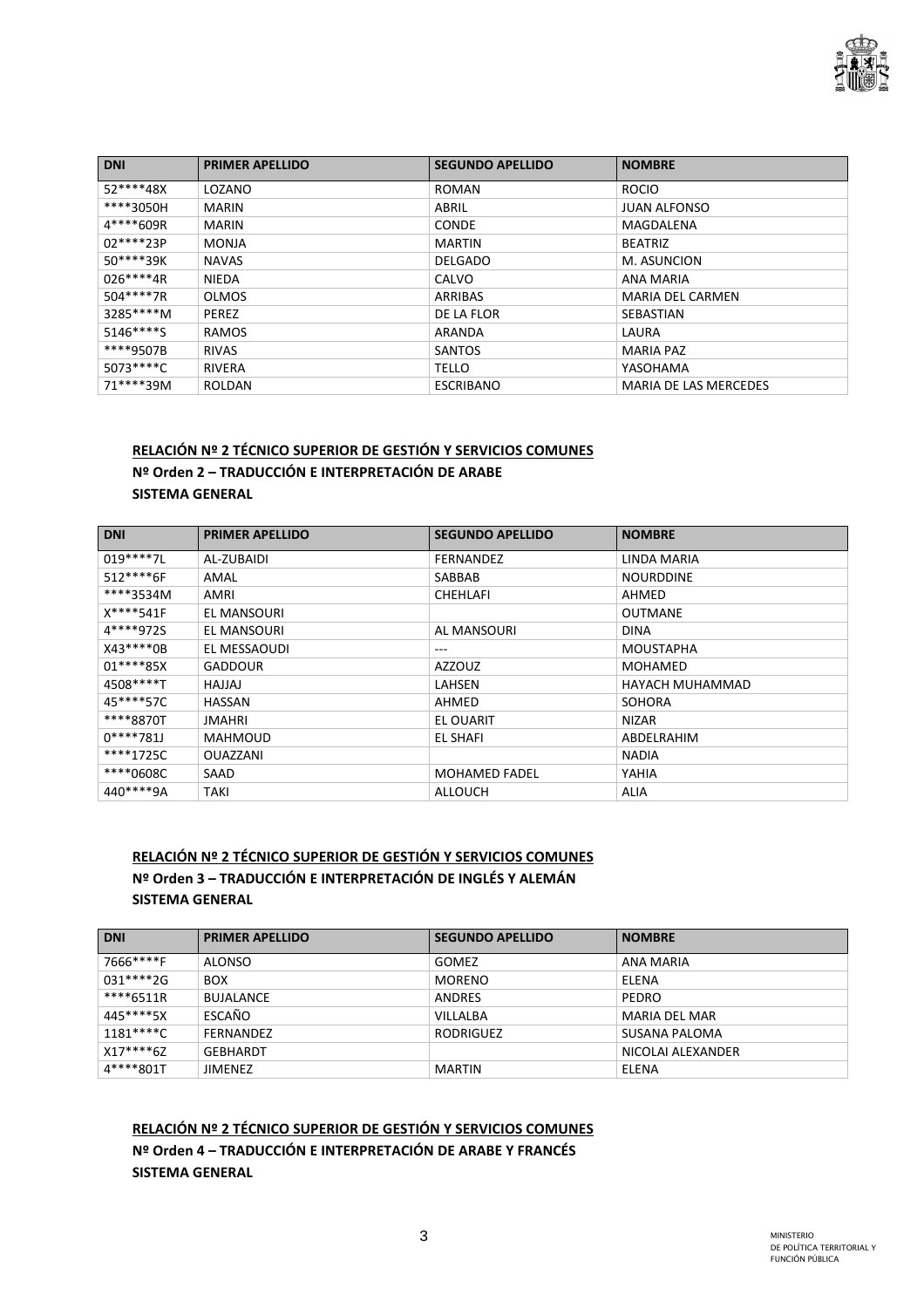| DNI | PRIMER APELLIDO | SEGUNDO APELLIDO | NOMBRE |
|---|---|---|---|
| 52****48X | LOZANO | ROMAN | ROCIO |
| ****3050H | MARIN | ABRIL | JUAN ALFONSO |
| 4****609R | MARIN | CONDE | MAGDALENA |
| 02****23P | MONJA | MARTIN | BEATRIZ |
| 50****39K | NAVAS | DELGADO | M. ASUNCION |
| 026****4R | NIEDA | CALVO | ANA MARIA |
| 504****7R | OLMOS | ARRIBAS | MARIA DEL CARMEN |
| 3285****M | PEREZ | DE LA FLOR | SEBASTIAN |
| 5146****S | RAMOS | ARANDA | LAURA |
| ****9507B | RIVAS | SANTOS | MARIA PAZ |
| 5073****C | RIVERA | TELLO | YASOHAMA |
| 71****39M | ROLDAN | ESCRIBANO | MARIA DE LAS MERCEDES |

**RELACIÓN Nº 2 TÉCNICO SUPERIOR DE GESTIÓN Y SERVICIOS COMUNES**

**Nº Orden 2 – TRADUCCIÓN E INTERPRETACIÓN DE ARABE**

**SISTEMA GENERAL**

| DNI | PRIMER APELLIDO | SEGUNDO APELLIDO | NOMBRE |
|---|---|---|---|
| 019****7L | AL-ZUBAIDI | FERNANDEZ | LINDA MARIA |
| 512****6F | AMAL | SABBAB | NOURDDINE |
| ****3534M | AMRI | CHEHLAFI | AHMED |
| X****541F | EL MANSOURI | | OUTMANE |
| 4****972S | EL MANSOURI | AL MANSOURI | DINA |
| X43****0B | EL MESSAOUDI | --- | MOUSTAPHA |
| 01****85X | GADDOUR | AZZOUZ | MOHAMED |
| 4508****T | HAJJAJ | LAHSEN | HAYACH MUHAMMAD |
| 45****57C | HASSAN | AHMED | SOHORA |
| ****8870T | JMAHRI | EL OUARIT | NIZAR |
| 0****781J | MAHMOUD | EL SHAFI | ABDELRAHIM |
| ****1725C | OUAZZANI | | NADIA |
| ****0608C | SAAD | MOHAMED FADEL | YAHIA |
| 440****9A | TAKI | ALLOUCH | ALIA |

**RELACIÓN Nº 2 TÉCNICO SUPERIOR DE GESTIÓN Y SERVICIOS COMUNES**

**Nº Orden 3 – TRADUCCIÓN E INTERPRETACIÓN DE INGLÉS Y ALEMÁN**

**SISTEMA GENERAL**

| DNI | PRIMER APELLIDO | SEGUNDO APELLIDO | NOMBRE |
|---|---|---|---|
| 7666****F | ALONSO | GOMEZ | ANA MARIA |
| 031****2G | BOX | MORENO | ELENA |
| ****6511R | BUJALANCE | ANDRES | PEDRO |
| 445****5X | ESCAÑO | VILLALBA | MARIA DEL MAR |
| 1181****C | FERNANDEZ | RODRIGUEZ | SUSANA PALOMA |
| X17****6Z | GEBHARDT | | NICOLAI ALEXANDER |
| 4****801T | JIMENEZ | MARTIN | ELENA |

**RELACIÓN Nº 2 TÉCNICO SUPERIOR DE GESTIÓN Y SERVICIOS COMUNES**

**Nº Orden 4 – TRADUCCIÓN E INTERPRETACIÓN DE ARABE Y FRANCÉS**

**SISTEMA GENERAL**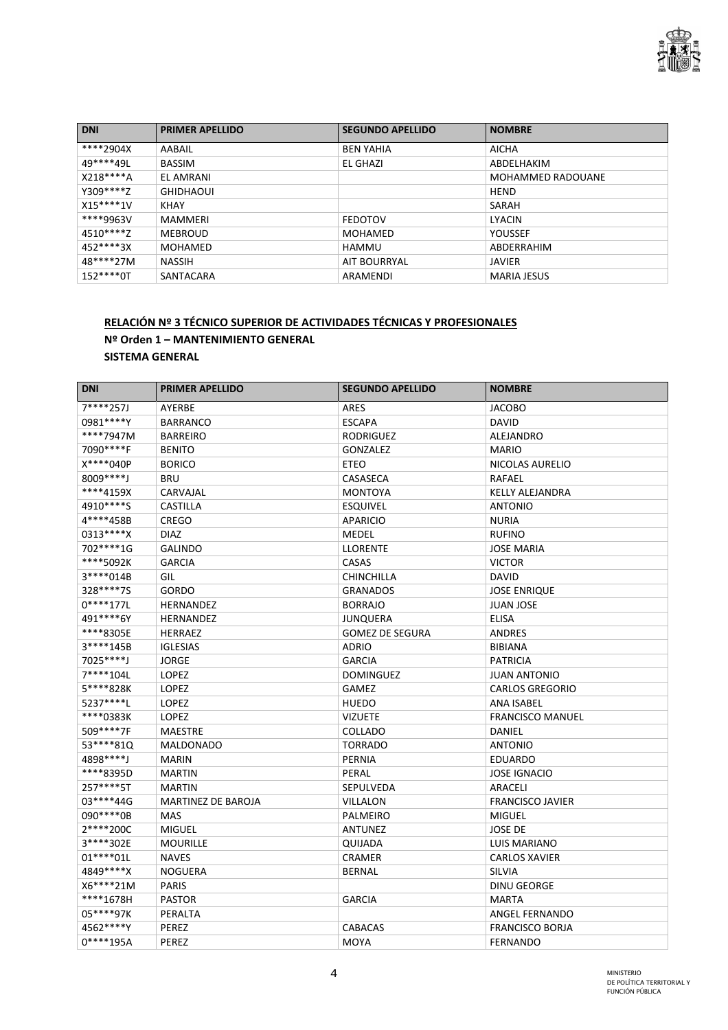| DNI | PRIMER APELLIDO | SEGUNDO APELLIDO | NOMBRE |
|---|---|---|---|
| ****2904X | AABAIL | BEN YAHIA | AICHA |
| 49****49L | BASSIM | EL GHAZI | ABDELHAKIM |
| X218****A | EL AMRANI | | MOHAMMED RADOUANE |
| Y309****Z | GHIDHAOUI | | HEND |
| X15****1V | KHAY | | SARAH |
| ****9963V | MAMMERI | FEDOTOV | LYACIN |
| 4510****Z | MEBROUD | MOHAMED | YOUSSEF |
| 452****3X | MOHAMED | HAMMU | ABDERRAHIM |
| 48****27M | NASSIH | AIT BOURRYAL | JAVIER |
| 152****0T | SANTACARA | ARAMENDI | MARIA JESUS |

**RELACIÓN Nº 3 TÉCNICO SUPERIOR DE ACTIVIDADES TÉCNICAS Y PROFESIONALES**

**Nº Orden 1 – MANTENIMIENTO GENERAL**

**SISTEMA GENERAL**

| DNI | PRIMER APELLIDO | SEGUNDO APELLIDO | NOMBRE |
|---|---|---|---|
| 7****257J | AYERBE | ARES | JACOBO |
| 0981****Y | BARRANCO | ESCAPA | DAVID |
| ****7947M | BARREIRO | RODRIGUEZ | ALEJANDRO |
| 7090****F | BENITO | GONZALEZ | MARIO |
| X****040P | BORICO | ETEO | NICOLAS AURELIO |
| 8009****J | BRU | CASASECA | RAFAEL |
| ****4159X | CARVAJAL | MONTOYA | KELLY ALEJANDRA |
| 4910****S | CASTILLA | ESQUIVEL | ANTONIO |
| 4****458B | CREGO | APARICIO | NURIA |
| 0313****X | DIAZ | MEDEL | RUFINO |
| 702****1G | GALINDO | LLORENTE | JOSE MARIA |
| ****5092K | GARCIA | CASAS | VICTOR |
| 3****014B | GIL | CHINCHILLA | DAVID |
| 328****7S | GORDO | GRANADOS | JOSE ENRIQUE |
| 0****177L | HERNANDEZ | BORRAJO | JUAN JOSE |
| 491****6Y | HERNANDEZ | JUNQUERA | ELISA |
| ****8305E | HERRAEZ | GOMEZ DE SEGURA | ANDRES |
| 3****145B | IGLESIAS | ADRIO | BIBIANA |
| 7025****J | JORGE | GARCIA | PATRICIA |
| 7****104L | LOPEZ | DOMINGUEZ | JUAN ANTONIO |
| 5****828K | LOPEZ | GAMEZ | CARLOS GREGORIO |
| 5237****L | LOPEZ | HUEDO | ANA ISABEL |
| ****0383K | LOPEZ | VIZUETE | FRANCISCO MANUEL |
| 509****7F | MAESTRE | COLLADO | DANIEL |
| 53****81Q | MALDONADO | TORRADO | ANTONIO |
| 4898****J | MARIN | PERNIA | EDUARDO |
| ****8395D | MARTIN | PERAL | JOSE IGNACIO |
| 257****5T | MARTIN | SEPULVEDA | ARACELI |
| 03****44G | MARTINEZ DE BAROJA | VILLALON | FRANCISCO JAVIER |
| 090****0B | MAS | PALMEIRO | MIGUEL |
| 2****200C | MIGUEL | ANTUNEZ | JOSE DE |
| 3****302E | MOURILLE | QUIJADA | LUIS MARIANO |
| 01****01L | NAVES | CRAMER | CARLOS XAVIER |
| 4849****X | NOGUERA | BERNAL | SILVIA |
| X6****21M | PARIS | | DINU GEORGE |
| ****1678H | PASTOR | GARCIA | MARTA |
| 05****97K | PERALTA | | ANGEL FERNANDO |
| 4562****Y | PEREZ | CABACAS | FRANCISCO BORJA |
| 0****195A | PEREZ | MOYA | FERNANDO |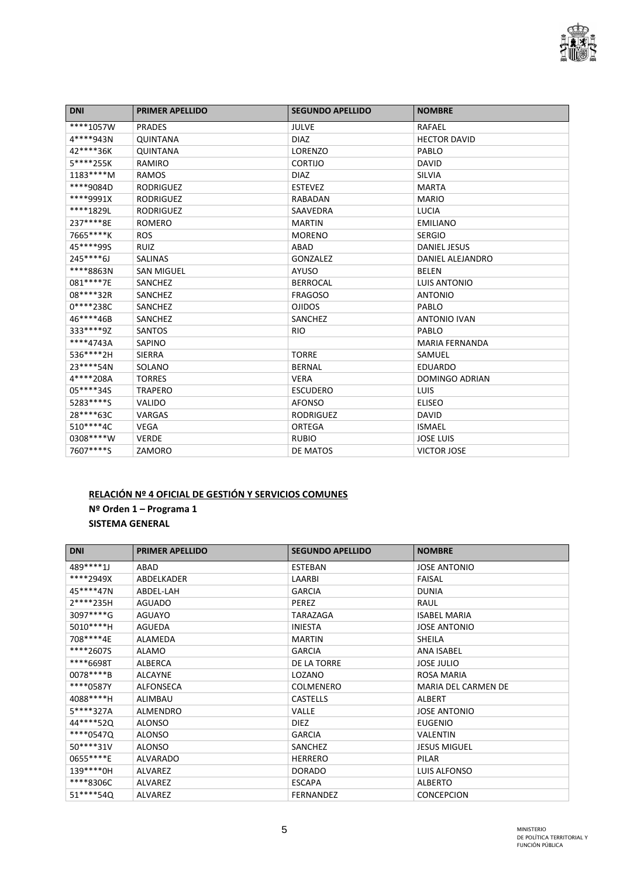| DNI | PRIMER APELLIDO | SEGUNDO APELLIDO | NOMBRE |
| --- | --- | --- | --- |
| ****1057W | PRADES | JULVE | RAFAEL |
| 4****943N | QUINTANA | DIAZ | HECTOR DAVID |
| 42****36K | QUINTANA | LORENZO | PABLO |
| 5****255K | RAMIRO | CORTIJO | DAVID |
| 1183****M | RAMOS | DIAZ | SILVIA |
| ****9084D | RODRIGUEZ | ESTEVEZ | MARTA |
| ****9991X | RODRIGUEZ | RABADAN | MARIO |
| ****1829L | RODRIGUEZ | SAAVEDRA | LUCIA |
| 237****8E | ROMERO | MARTIN | EMILIANO |
| 7665****K | ROS | MORENO | SERGIO |
| 45****99S | RUIZ | ABAD | DANIEL JESUS |
| 245****6J | SALINAS | GONZALEZ | DANIEL ALEJANDRO |
| ****8863N | SAN MIGUEL | AYUSO | BELEN |
| 081****7E | SANCHEZ | BERROCAL | LUIS ANTONIO |
| 08****32R | SANCHEZ | FRAGOSO | ANTONIO |
| 0****238C | SANCHEZ | OJIDOS | PABLO |
| 46****46B | SANCHEZ | SANCHEZ | ANTONIO IVAN |
| 333****9Z | SANTOS | RIO | PABLO |
| ****4743A | SAPINO | | MARIA FERNANDA |
| 536****2H | SIERRA | TORRE | SAMUEL |
| 23****54N | SOLANO | BERNAL | EDUARDO |
| 4****208A | TORRES | VERA | DOMINGO ADRIAN |
| 05****34S | TRAPERO | ESCUDERO | LUIS |
| 5283****S | VALIDO | AFONSO | ELISEO |
| 28****63C | VARGAS | RODRIGUEZ | DAVID |
| 510****4C | VEGA | ORTEGA | ISMAEL |
| 0308****W | VERDE | RUBIO | JOSE LUIS |
| 7607****S | ZAMORO | DE MATOS | VICTOR JOSE |

**RELACIÓN Nº 4 OFICIAL DE GESTIÓN Y SERVICIOS COMUNES**

**Nº Orden 1 – Programa 1**

**SISTEMA GENERAL**

| DNI | PRIMER APELLIDO | SEGUNDO APELLIDO | NOMBRE |
| --- | --- | --- | --- |
| 489****1J | ABAD | ESTEBAN | JOSE ANTONIO |
| ****2949X | ABDELKADER | LAARBI | FAISAL |
| 45****47N | ABDEL-LAH | GARCIA | DUNIA |
| 2****235H | AGUADO | PEREZ | RAUL |
| 3097****G | AGUAYO | TARAZAGA | ISABEL MARIA |
| 5010****H | AGUEDA | INIESTA | JOSE ANTONIO |
| 708****4E | ALAMEDA | MARTIN | SHEILA |
| ****2607S | ALAMO | GARCIA | ANA ISABEL |
| ****6698T | ALBERCA | DE LA TORRE | JOSE JULIO |
| 0078****B | ALCAYNE | LOZANO | ROSA MARIA |
| ****0587Y | ALFONSECA | COLMENERO | MARIA DEL CARMEN DE |
| 4088****H | ALIMBAU | CASTELLS | ALBERT |
| 5****327A | ALMENDRO | VALLE | JOSE ANTONIO |
| 44****52Q | ALONSO | DIEZ | EUGENIO |
| ****0547Q | ALONSO | GARCIA | VALENTIN |
| 50****31V | ALONSO | SANCHEZ | JESUS MIGUEL |
| 0655****E | ALVARADO | HERRERO | PILAR |
| 139****0H | ALVAREZ | DORADO | LUIS ALFONSO |
| ****8306C | ALVAREZ | ESCAPA | ALBERTO |
| 51****54Q | ALVAREZ | FERNANDEZ | CONCEPCION |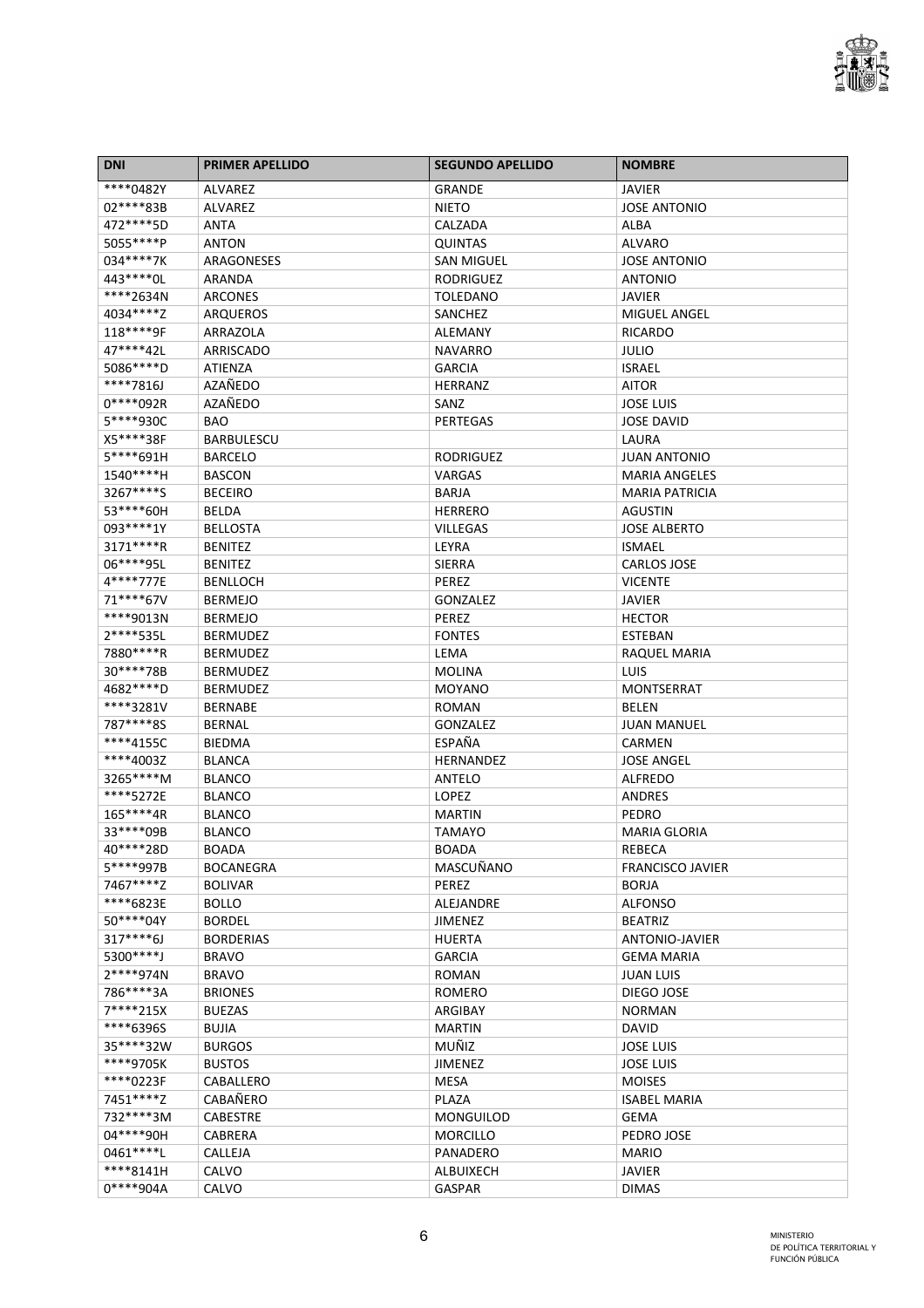| DNI | PRIMER APELLIDO | SEGUNDO APELLIDO | NOMBRE |
| --- | --- | --- | --- |
| ****0482Y | ALVAREZ | GRANDE | JAVIER |
| 02****83B | ALVAREZ | NIETO | JOSE ANTONIO |
| 472****5D | ANTA | CALZADA | ALBA |
| 5055****P | ANTON | QUINTAS | ALVARO |
| 034****7K | ARAGONESES | SAN MIGUEL | JOSE ANTONIO |
| 443****0L | ARANDA | RODRIGUEZ | ANTONIO |
| ****2634N | ARCONES | TOLEDANO | JAVIER |
| 4034****Z | ARQUEROS | SANCHEZ | MIGUEL ANGEL |
| 118****9F | ARRAZOLA | ALEMANY | RICARDO |
| 47****42L | ARRISCADO | NAVARRO | JULIO |
| 5086****D | ATIENZA | GARCIA | ISRAEL |
| ****7816J | AZAÑEDO | HERRANZ | AITOR |
| 0****092R | AZAÑEDO | SANZ | JOSE LUIS |
| 5****930C | BAO | PERTEGAS | JOSE DAVID |
| X5****38F | BARBULESCU | | LAURA |
| 5****691H | BARCELO | RODRIGUEZ | JUAN ANTONIO |
| 1540****H | BASCON | VARGAS | MARIA ANGELES |
| 3267****S | BECEIRO | BARJA | MARIA PATRICIA |
| 53****60H | BELDA | HERRERO | AGUSTIN |
| 093****1Y | BELLOSTA | VILLEGAS | JOSE ALBERTO |
| 3171****R | BENITEZ | LEYRA | ISMAEL |
| 06****95L | BENITEZ | SIERRA | CARLOS JOSE |
| 4****777E | BENLLOCH | PEREZ | VICENTE |
| 71****67V | BERMEJO | GONZALEZ | JAVIER |
| ****9013N | BERMEJO | PEREZ | HECTOR |
| 2****535L | BERMUDEZ | FONTES | ESTEBAN |
| 7880****R | BERMUDEZ | LEMA | RAQUEL MARIA |
| 30****78B | BERMUDEZ | MOLINA | LUIS |
| 4682****D | BERMUDEZ | MOYANO | MONTSERRAT |
| ****3281V | BERNABE | ROMAN | BELEN |
| 787****8S | BERNAL | GONZALEZ | JUAN MANUEL |
| ****4155C | BIEDMA | ESPAÑA | CARMEN |
| ****4003Z | BLANCA | HERNANDEZ | JOSE ANGEL |
| 3265****M | BLANCO | ANTELO | ALFREDO |
| ****5272E | BLANCO | LOPEZ | ANDRES |
| 165****4R | BLANCO | MARTIN | PEDRO |
| 33****09B | BLANCO | TAMAYO | MARIA GLORIA |
| 40****28D | BOADA | BOADA | REBECA |
| 5****997B | BOCANEGRA | MASCUÑANO | FRANCISCO JAVIER |
| 7467****Z | BOLIVAR | PEREZ | BORJA |
| ****6823E | BOLLO | ALEJANDRE | ALFONSO |
| 50****04Y | BORDEL | JIMENEZ | BEATRIZ |
| 317****6J | BORDERIAS | HUERTA | ANTONIO-JAVIER |
| 5300****J | BRAVO | GARCIA | GEMA MARIA |
| 2****974N | BRAVO | ROMAN | JUAN LUIS |
| 786****3A | BRIONES | ROMERO | DIEGO JOSE |
| 7****215X | BUEZAS | ARGIBAY | NORMAN |
| ****6396S | BUJIA | MARTIN | DAVID |
| 35****32W | BURGOS | MUÑIZ | JOSE LUIS |
| ****9705K | BUSTOS | JIMENEZ | JOSE LUIS |
| ****0223F | CABALLERO | MESA | MOISES |
| 7451****Z | CABAÑERO | PLAZA | ISABEL MARIA |
| 732****3M | CABESTRE | MONGUILOD | GEMA |
| 04****90H | CABRERA | MORCILLO | PEDRO JOSE |
| 0461****L | CALLEJA | PANADERO | MARIO |
| ****8141H | CALVO | ALBUIXECH | JAVIER |
| 0****904A | CALVO | GASPAR | DIMAS |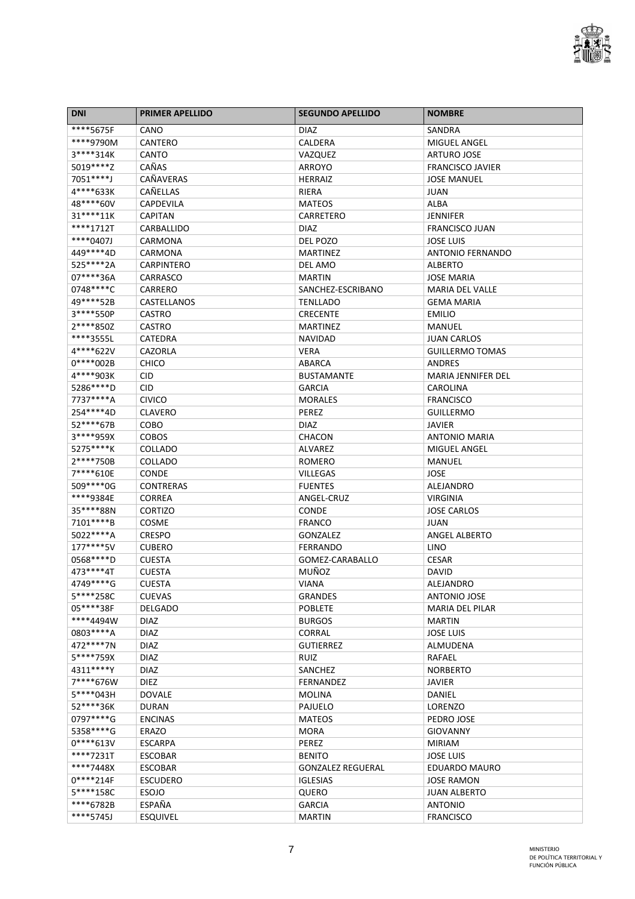| DNI | PRIMER APELLIDO | SEGUNDO APELLIDO | NOMBRE |
| --- | --- | --- | --- |
| ****5675F | CANO | DIAZ | SANDRA |
| ****9790M | CANTERO | CALDERA | MIGUEL ANGEL |
| 3****314K | CANTO | VAZQUEZ | ARTURO JOSE |
| 5019****Z | CAÑAS | ARROYO | FRANCISCO JAVIER |
| 7051****J | CAÑAVERAS | HERRAIZ | JOSE MANUEL |
| 4****633K | CAÑELLAS | RIERA | JUAN |
| 48****60V | CAPDEVILA | MATEOS | ALBA |
| 31****11K | CAPITAN | CARRETERO | JENNIFER |
| ****1712T | CARBALLIDO | DIAZ | FRANCISCO JUAN |
| ****0407J | CARMONA | DEL POZO | JOSE LUIS |
| 449****4D | CARMONA | MARTINEZ | ANTONIO FERNANDO |
| 525****2A | CARPINTERO | DEL AMO | ALBERTO |
| 07****36A | CARRASCO | MARTIN | JOSE MARIA |
| 0748****C | CARRERO | SANCHEZ-ESCRIBANO | MARIA DEL VALLE |
| 49****52B | CASTELLANOS | TENLLADO | GEMA MARIA |
| 3****550P | CASTRO | CRECENTE | EMILIO |
| 2****850Z | CASTRO | MARTINEZ | MANUEL |
| ****3555L | CATEDRA | NAVIDAD | JUAN CARLOS |
| 4****622V | CAZORLA | VERA | GUILLERMO TOMAS |
| 0****002B | CHICO | ABARCA | ANDRES |
| 4****903K | CID | BUSTAMANTE | MARIA JENNIFER DEL |
| 5286****D | CID | GARCIA | CAROLINA |
| 7737****A | CIVICO | MORALES | FRANCISCO |
| 254****4D | CLAVERO | PEREZ | GUILLERMO |
| 52****67B | COBO | DIAZ | JAVIER |
| 3****959X | COBOS | CHACON | ANTONIO MARIA |
| 5275****K | COLLADO | ALVAREZ | MIGUEL ANGEL |
| 2****750B | COLLADO | ROMERO | MANUEL |
| 7****610E | CONDE | VILLEGAS | JOSE |
| 509****0G | CONTRERAS | FUENTES | ALEJANDRO |
| ****9384E | CORREA | ANGEL-CRUZ | VIRGINIA |
| 35****88N | CORTIZO | CONDE | JOSE CARLOS |
| 7101****B | COSME | FRANCO | JUAN |
| 5022****A | CRESPO | GONZALEZ | ANGEL ALBERTO |
| 177****5V | CUBERO | FERRANDO | LINO |
| 0568****D | CUESTA | GOMEZ-CARABALLO | CESAR |
| 473****4T | CUESTA | MUÑOZ | DAVID |
| 4749****G | CUESTA | VIANA | ALEJANDRO |
| 5****258C | CUEVAS | GRANDES | ANTONIO JOSE |
| 05****38F | DELGADO | POBLETE | MARIA DEL PILAR |
| ****4494W | DIAZ | BURGOS | MARTIN |
| 0803****A | DIAZ | CORRAL | JOSE LUIS |
| 472****7N | DIAZ | GUTIERREZ | ALMUDENA |
| 5****759X | DIAZ | RUIZ | RAFAEL |
| 4311****Y | DIAZ | SANCHEZ | NORBERTO |
| 7****676W | DIEZ | FERNANDEZ | JAVIER |
| 5****043H | DOVALE | MOLINA | DANIEL |
| 52****36K | DURAN | PAJUELO | LORENZO |
| 0797****G | ENCINAS | MATEOS | PEDRO JOSE |
| 5358****G | ERAZO | MORA | GIOVANNY |
| 0****613V | ESCARPA | PEREZ | MIRIAM |
| ****7231T | ESCOBAR | BENITO | JOSE LUIS |
| ****7448X | ESCOBAR | GONZALEZ REGUERAL | EDUARDO MAURO |
| 0****214F | ESCUDERO | IGLESIAS | JOSE RAMON |
| 5****158C | ESOJO | QUERO | JUAN ALBERTO |
| ****6782B | ESPAÑA | GARCIA | ANTONIO |
| ****5745J | ESQUIVEL | MARTIN | FRANCISCO |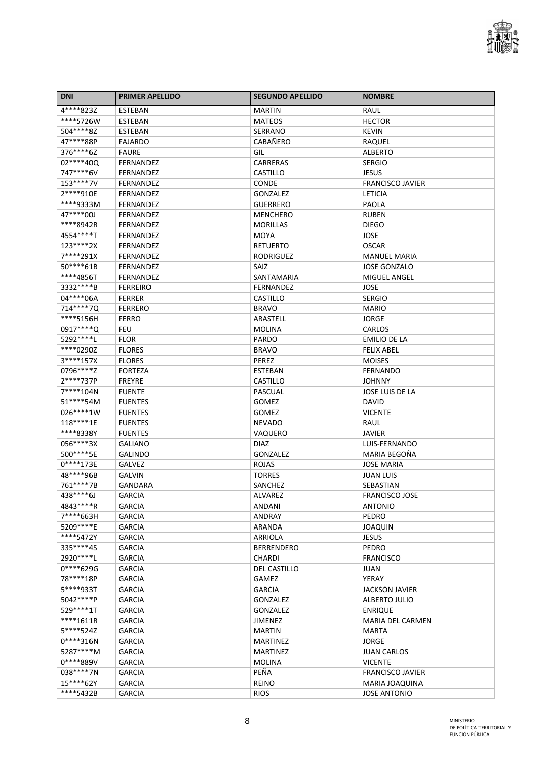| DNI | PRIMER APELLIDO | SEGUNDO APELLIDO | NOMBRE |
|---|---|---|---|
| 4****823Z | ESTEBAN | MARTIN | RAUL |
| ****5726W | ESTEBAN | MATEOS | HECTOR |
| 504****8Z | ESTEBAN | SERRANO | KEVIN |
| 47****88P | FAJARDO | CABAÑERO | RAQUEL |
| 376****6Z | FAURE | GIL | ALBERTO |
| 02****40Q | FERNANDEZ | CARRERAS | SERGIO |
| 747****6V | FERNANDEZ | CASTILLO | JESUS |
| 153****7V | FERNANDEZ | CONDE | FRANCISCO JAVIER |
| 2****910E | FERNANDEZ | GONZALEZ | LETICIA |
| ****9333M | FERNANDEZ | GUERRERO | PAOLA |
| 47****00J | FERNANDEZ | MENCHERO | RUBEN |
| ****8942R | FERNANDEZ | MORILLAS | DIEGO |
| 4554****T | FERNANDEZ | MOYA | JOSE |
| 123****2X | FERNANDEZ | RETUERTO | OSCAR |
| 7****291X | FERNANDEZ | RODRIGUEZ | MANUEL MARIA |
| 50****61B | FERNANDEZ | SAIZ | JOSE GONZALO |
| ****4856T | FERNANDEZ | SANTAMARIA | MIGUEL ANGEL |
| 3332****B | FERREIRO | FERNANDEZ | JOSE |
| 04****06A | FERRER | CASTILLO | SERGIO |
| 714****7Q | FERRERO | BRAVO | MARIO |
| ****5156H | FERRO | ARASTELL | JORGE |
| 0917****Q | FEU | MOLINA | CARLOS |
| 5292****L | FLOR | PARDO | EMILIO DE LA |
| ****0290Z | FLORES | BRAVO | FELIX ABEL |
| 3****157X | FLORES | PEREZ | MOISES |
| 0796****Z | FORTEZA | ESTEBAN | FERNANDO |
| 2****737P | FREYRE | CASTILLO | JOHNNY |
| 7****104N | FUENTE | PASCUAL | JOSE LUIS DE LA |
| 51****54M | FUENTES | GOMEZ | DAVID |
| 026****1W | FUENTES | GOMEZ | VICENTE |
| 118****1E | FUENTES | NEVADO | RAUL |
| ****8338Y | FUENTES | VAQUERO | JAVIER |
| 056****3X | GALIANO | DIAZ | LUIS-FERNANDO |
| 500****5E | GALINDO | GONZALEZ | MARIA BEGOÑA |
| 0****173E | GALVEZ | ROJAS | JOSE MARIA |
| 48****96B | GALVIN | TORRES | JUAN LUIS |
| 761****7B | GANDARA | SANCHEZ | SEBASTIAN |
| 438****6J | GARCIA | ALVAREZ | FRANCISCO JOSE |
| 4843****R | GARCIA | ANDANI | ANTONIO |
| 7****663H | GARCIA | ANDRAY | PEDRO |
| 5209****E | GARCIA | ARANDA | JOAQUIN |
| ****5472Y | GARCIA | ARRIOLA | JESUS |
| 335****4S | GARCIA | BERRENDERO | PEDRO |
| 2920****L | GARCIA | CHARDI | FRANCISCO |
| 0****629G | GARCIA | DEL CASTILLO | JUAN |
| 78****18P | GARCIA | GAMEZ | YERAY |
| 5****933T | GARCIA | GARCIA | JACKSON JAVIER |
| 5042****P | GARCIA | GONZALEZ | ALBERTO JULIO |
| 529****1T | GARCIA | GONZALEZ | ENRIQUE |
| ****1611R | GARCIA | JIMENEZ | MARIA DEL CARMEN |
| 5****524Z | GARCIA | MARTIN | MARTA |
| 0****316N | GARCIA | MARTINEZ | JORGE |
| 5287****M | GARCIA | MARTINEZ | JUAN CARLOS |
| 0****889V | GARCIA | MOLINA | VICENTE |
| 038****7N | GARCIA | PEÑA | FRANCISCO JAVIER |
| 15****62Y | GARCIA | REINO | MARIA JOAQUINA |
| ****5432B | GARCIA | RIOS | JOSE ANTONIO |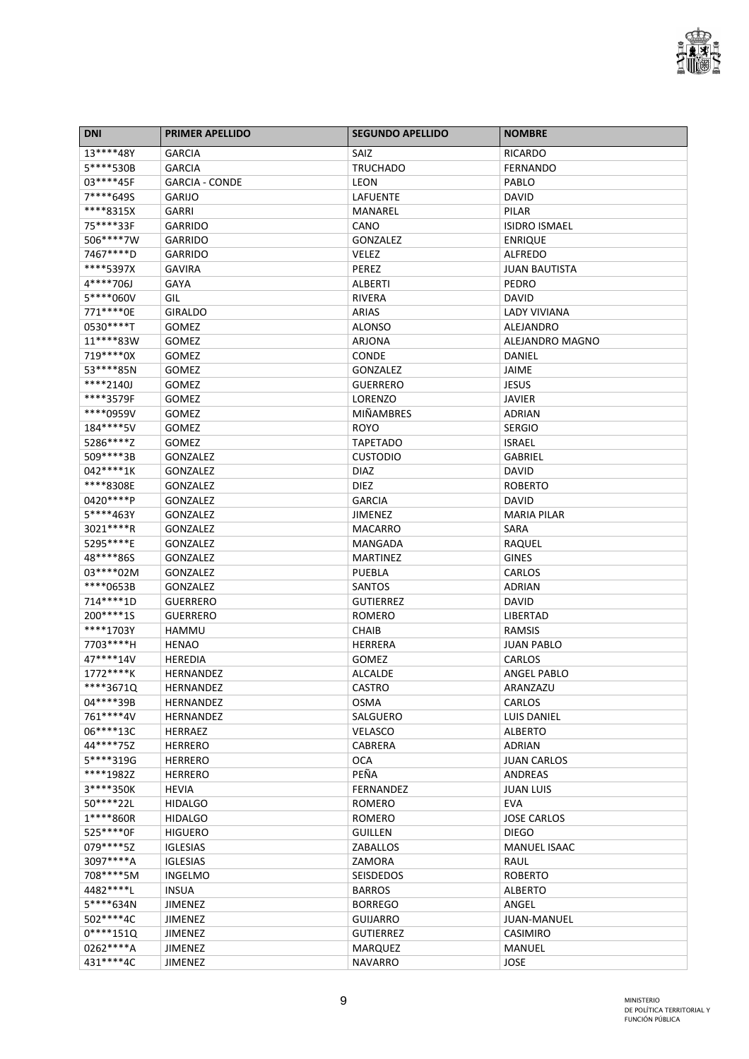| DNI | PRIMER APELLIDO | SEGUNDO APELLIDO | NOMBRE |
|---|---|---|---|
| 13****48Y | GARCIA | SAIZ | RICARDO |
| 5****530B | GARCIA | TRUCHADO | FERNANDO |
| 03****45F | GARCIA - CONDE | LEON | PABLO |
| 7****649S | GARIJO | LAFUENTE | DAVID |
| ****8315X | GARRI | MANAREL | PILAR |
| 75****33F | GARRIDO | CANO | ISIDRO ISMAEL |
| 506****7W | GARRIDO | GONZALEZ | ENRIQUE |
| 7467****D | GARRIDO | VELEZ | ALFREDO |
| ****5397X | GAVIRA | PEREZ | JUAN BAUTISTA |
| 4****706J | GAYA | ALBERTI | PEDRO |
| 5****060V | GIL | RIVERA | DAVID |
| 771****0E | GIRALDO | ARIAS | LADY VIVIANA |
| 0530****T | GOMEZ | ALONSO | ALEJANDRO |
| 11****83W | GOMEZ | ARJONA | ALEJANDRO MAGNO |
| 719****0X | GOMEZ | CONDE | DANIEL |
| 53****85N | GOMEZ | GONZALEZ | JAIME |
| ****2140J | GOMEZ | GUERRERO | JESUS |
| ****3579F | GOMEZ | LORENZO | JAVIER |
| ****0959V | GOMEZ | MIÑAMBRES | ADRIAN |
| 184****5V | GOMEZ | ROYO | SERGIO |
| 5286****Z | GOMEZ | TAPETADO | ISRAEL |
| 509****3B | GONZALEZ | CUSTODIO | GABRIEL |
| 042****1K | GONZALEZ | DIAZ | DAVID |
| ****8308E | GONZALEZ | DIEZ | ROBERTO |
| 0420****P | GONZALEZ | GARCIA | DAVID |
| 5****463Y | GONZALEZ | JIMENEZ | MARIA PILAR |
| 3021****R | GONZALEZ | MACARRO | SARA |
| 5295****E | GONZALEZ | MANGADA | RAQUEL |
| 48****86S | GONZALEZ | MARTINEZ | GINES |
| 03****02M | GONZALEZ | PUEBLA | CARLOS |
| ****0653B | GONZALEZ | SANTOS | ADRIAN |
| 714****1D | GUERRERO | GUTIERREZ | DAVID |
| 200****1S | GUERRERO | ROMERO | LIBERTAD |
| ****1703Y | HAMMU | CHAIB | RAMSIS |
| 7703****H | HENAO | HERRERA | JUAN PABLO |
| 47****14V | HEREDIA | GOMEZ | CARLOS |
| 1772****K | HERNANDEZ | ALCALDE | ANGEL PABLO |
| ****3671Q | HERNANDEZ | CASTRO | ARANZAZU |
| 04****39B | HERNANDEZ | OSMA | CARLOS |
| 761****4V | HERNANDEZ | SALGUERO | LUIS DANIEL |
| 06****13C | HERRAEZ | VELASCO | ALBERTO |
| 44****75Z | HERRERO | CABRERA | ADRIAN |
| 5****319G | HERRERO | OCA | JUAN CARLOS |
| ****1982Z | HERRERO | PEÑA | ANDREAS |
| 3****350K | HEVIA | FERNANDEZ | JUAN LUIS |
| 50****22L | HIDALGO | ROMERO | EVA |
| 1****860R | HIDALGO | ROMERO | JOSE CARLOS |
| 525****0F | HIGUERO | GUILLEN | DIEGO |
| 079****5Z | IGLESIAS | ZABALLOS | MANUEL ISAAC |
| 3097****A | IGLESIAS | ZAMORA | RAUL |
| 708****5M | INGELMO | SEISDEDOS | ROBERTO |
| 4482****L | INSUA | BARROS | ALBERTO |
| 5****634N | JIMENEZ | BORREGO | ANGEL |
| 502****4C | JIMENEZ | GUIJARRO | JUAN-MANUEL |
| 0****151Q | JIMENEZ | GUTIERREZ | CASIMIRO |
| 0262****A | JIMENEZ | MARQUEZ | MANUEL |
| 431****4C | JIMENEZ | NAVARRO | JOSE |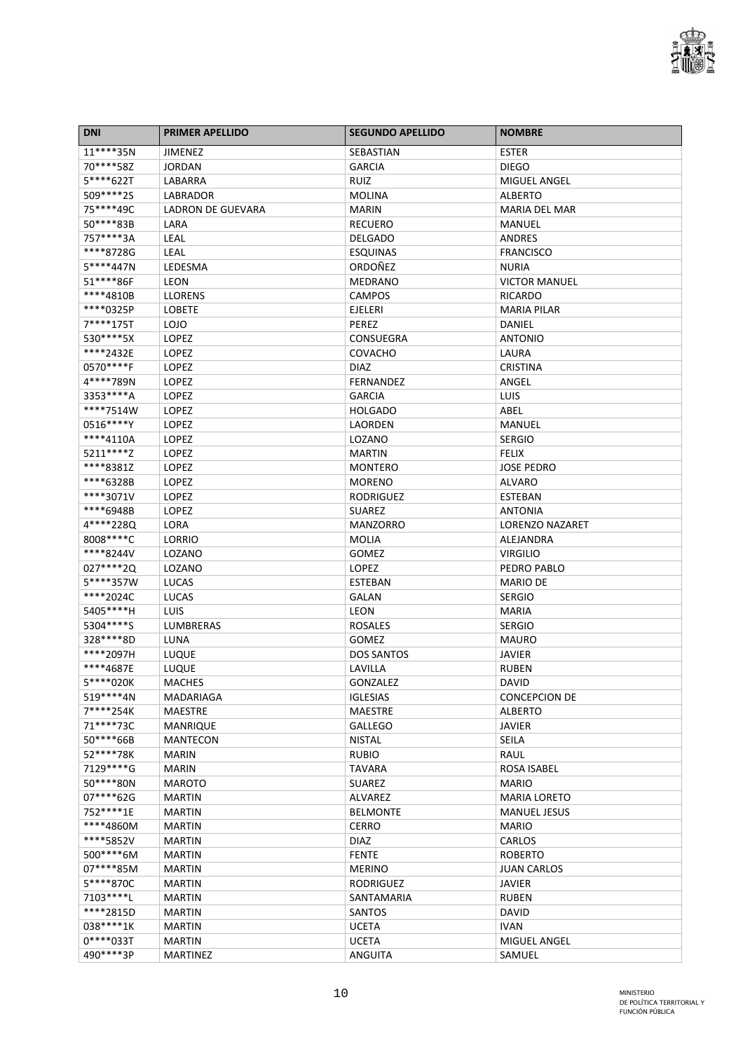| DNI | PRIMER APELLIDO | SEGUNDO APELLIDO | NOMBRE |
|---|---|---|---|
| 11****35N | JIMENEZ | SEBASTIAN | ESTER |
| 70****58Z | JORDAN | GARCIA | DIEGO |
| 5****622T | LABARRA | RUIZ | MIGUEL ANGEL |
| 509****2S | LABRADOR | MOLINA | ALBERTO |
| 75****49C | LADRON DE GUEVARA | MARIN | MARIA DEL MAR |
| 50****83B | LARA | RECUERO | MANUEL |
| 757****3A | LEAL | DELGADO | ANDRES |
| ****8728G | LEAL | ESQUINAS | FRANCISCO |
| 5****447N | LEDESMA | ORDOÑEZ | NURIA |
| 51****86F | LEON | MEDRANO | VICTOR MANUEL |
| ****4810B | LLORENS | CAMPOS | RICARDO |
| ****0325P | LOBETE | EJELERI | MARIA PILAR |
| 7****175T | LOJO | PEREZ | DANIEL |
| 530****5X | LOPEZ | CONSUEGRA | ANTONIO |
| ****2432E | LOPEZ | COVACHO | LAURA |
| 0570****F | LOPEZ | DIAZ | CRISTINA |
| 4****789N | LOPEZ | FERNANDEZ | ANGEL |
| 3353****A | LOPEZ | GARCIA | LUIS |
| ****7514W | LOPEZ | HOLGADO | ABEL |
| 0516****Y | LOPEZ | LAORDEN | MANUEL |
| ****4110A | LOPEZ | LOZANO | SERGIO |
| 5211****Z | LOPEZ | MARTIN | FELIX |
| ****8381Z | LOPEZ | MONTERO | JOSE PEDRO |
| ****6328B | LOPEZ | MORENO | ALVARO |
| ****3071V | LOPEZ | RODRIGUEZ | ESTEBAN |
| ****6948B | LOPEZ | SUAREZ | ANTONIA |
| 4****228Q | LORA | MANZORRO | LORENZO NAZARET |
| 8008****C | LORRIO | MOLIA | ALEJANDRA |
| ****8244V | LOZANO | GOMEZ | VIRGILIO |
| 027****2Q | LOZANO | LOPEZ | PEDRO PABLO |
| 5****357W | LUCAS | ESTEBAN | MARIO DE |
| ****2024C | LUCAS | GALAN | SERGIO |
| 5405****H | LUIS | LEON | MARIA |
| 5304****S | LUMBRERAS | ROSALES | SERGIO |
| 328****8D | LUNA | GOMEZ | MAURO |
| ****2097H | LUQUE | DOS SANTOS | JAVIER |
| ****4687E | LUQUE | LAVILLA | RUBEN |
| 5****020K | MACHES | GONZALEZ | DAVID |
| 519****4N | MADARIAGA | IGLESIAS | CONCEPCION DE |
| 7****254K | MAESTRE | MAESTRE | ALBERTO |
| 71****73C | MANRIQUE | GALLEGO | JAVIER |
| 50****66B | MANTECON | NISTAL | SEILA |
| 52****78K | MARIN | RUBIO | RAUL |
| 7129****G | MARIN | TAVARA | ROSA ISABEL |
| 50****80N | MAROTO | SUAREZ | MARIO |
| 07****62G | MARTIN | ALVAREZ | MARIA LORETO |
| 752****1E | MARTIN | BELMONTE | MANUEL JESUS |
| ****4860M | MARTIN | CERRO | MARIO |
| ****5852V | MARTIN | DIAZ | CARLOS |
| 500****6M | MARTIN | FENTE | ROBERTO |
| 07****85M | MARTIN | MERINO | JUAN CARLOS |
| 5****870C | MARTIN | RODRIGUEZ | JAVIER |
| 7103****L | MARTIN | SANTAMARIA | RUBEN |
| ****2815D | MARTIN | SANTOS | DAVID |
| 038****1K | MARTIN | UCETA | IVAN |
| 0****033T | MARTIN | UCETA | MIGUEL ANGEL |
| 490****3P | MARTINEZ | ANGUITA | SAMUEL |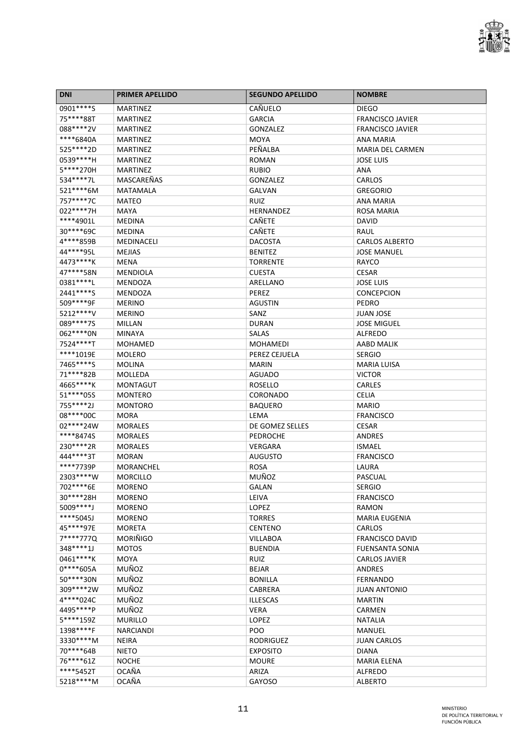| DNI | PRIMER APELLIDO | SEGUNDO APELLIDO | NOMBRE |
|---|---|---|---|
| 0901****S | MARTINEZ | CAÑUELO | DIEGO |
| 75****88T | MARTINEZ | GARCIA | FRANCISCO JAVIER |
| 088****2V | MARTINEZ | GONZALEZ | FRANCISCO JAVIER |
| ****6840A | MARTINEZ | MOYA | ANA MARIA |
| 525****2D | MARTINEZ | PEÑALBA | MARIA DEL CARMEN |
| 0539****H | MARTINEZ | ROMAN | JOSE LUIS |
| 5****270H | MARTINEZ | RUBIO | ANA |
| 534****7L | MASCAREÑAS | GONZALEZ | CARLOS |
| 521****6M | MATAMALA | GALVAN | GREGORIO |
| 757****7C | MATEO | RUIZ | ANA MARIA |
| 022****7H | MAYA | HERNANDEZ | ROSA MARIA |
| ****4901L | MEDINA | CAÑETE | DAVID |
| 30****69C | MEDINA | CAÑETE | RAUL |
| 4****859B | MEDINACELI | DACOSTA | CARLOS ALBERTO |
| 44****95L | MEJIAS | BENITEZ | JOSE MANUEL |
| 4473****K | MENA | TORRENTE | RAYCO |
| 47****58N | MENDIOLA | CUESTA | CESAR |
| 0381****L | MENDOZA | ARELLANO | JOSE LUIS |
| 2441****S | MENDOZA | PEREZ | CONCEPCION |
| 509****9F | MERINO | AGUSTIN | PEDRO |
| 5212****V | MERINO | SANZ | JUAN JOSE |
| 089****7S | MILLAN | DURAN | JOSE MIGUEL |
| 062****0N | MINAYA | SALAS | ALFREDO |
| 7524****T | MOHAMED | MOHAMEDI | AABD MALIK |
| ****1019E | MOLERO | PEREZ CEJUELA | SERGIO |
| 7465****S | MOLINA | MARIN | MARIA LUISA |
| 71****82B | MOLLEDA | AGUADO | VICTOR |
| 4665****K | MONTAGUT | ROSELLO | CARLES |
| 51****05S | MONTERO | CORONADO | CELIA |
| 755****2J | MONTORO | BAQUERO | MARIO |
| 08****00C | MORA | LEMA | FRANCISCO |
| 02****24W | MORALES | DE GOMEZ SELLES | CESAR |
| ****8474S | MORALES | PEDROCHE | ANDRES |
| 230****2R | MORALES | VERGARA | ISMAEL |
| 444****3T | MORAN | AUGUSTO | FRANCISCO |
| ****7739P | MORANCHEL | ROSA | LAURA |
| 2303****W | MORCILLO | MUÑOZ | PASCUAL |
| 702****6E | MORENO | GALAN | SERGIO |
| 30****28H | MORENO | LEIVA | FRANCISCO |
| 5009****J | MORENO | LOPEZ | RAMON |
| ****5045J | MORENO | TORRES | MARIA EUGENIA |
| 45****97E | MORETA | CENTENO | CARLOS |
| 7****777Q | MORIÑIGO | VILLABOA | FRANCISCO DAVID |
| 348****1J | MOTOS | BUENDIA | FUENSANTA SONIA |
| 0461****K | MOYA | RUIZ | CARLOS JAVIER |
| 0****605A | MUÑOZ | BEJAR | ANDRES |
| 50****30N | MUÑOZ | BONILLA | FERNANDO |
| 309****2W | MUÑOZ | CABRERA | JUAN ANTONIO |
| 4****024C | MUÑOZ | ILLESCAS | MARTIN |
| 4495****P | MUÑOZ | VERA | CARMEN |
| 5****159Z | MURILLO | LOPEZ | NATALIA |
| 1398****F | NARCIANDI | POO | MANUEL |
| 3330****M | NEIRA | RODRIGUEZ | JUAN CARLOS |
| 70****64B | NIETO | EXPOSITO | DIANA |
| 76****61Z | NOCHE | MOURE | MARIA ELENA |
| ****5452T | OCAÑA | ARIZA | ALFREDO |
| 5218****M | OCAÑA | GAYOSO | ALBERTO |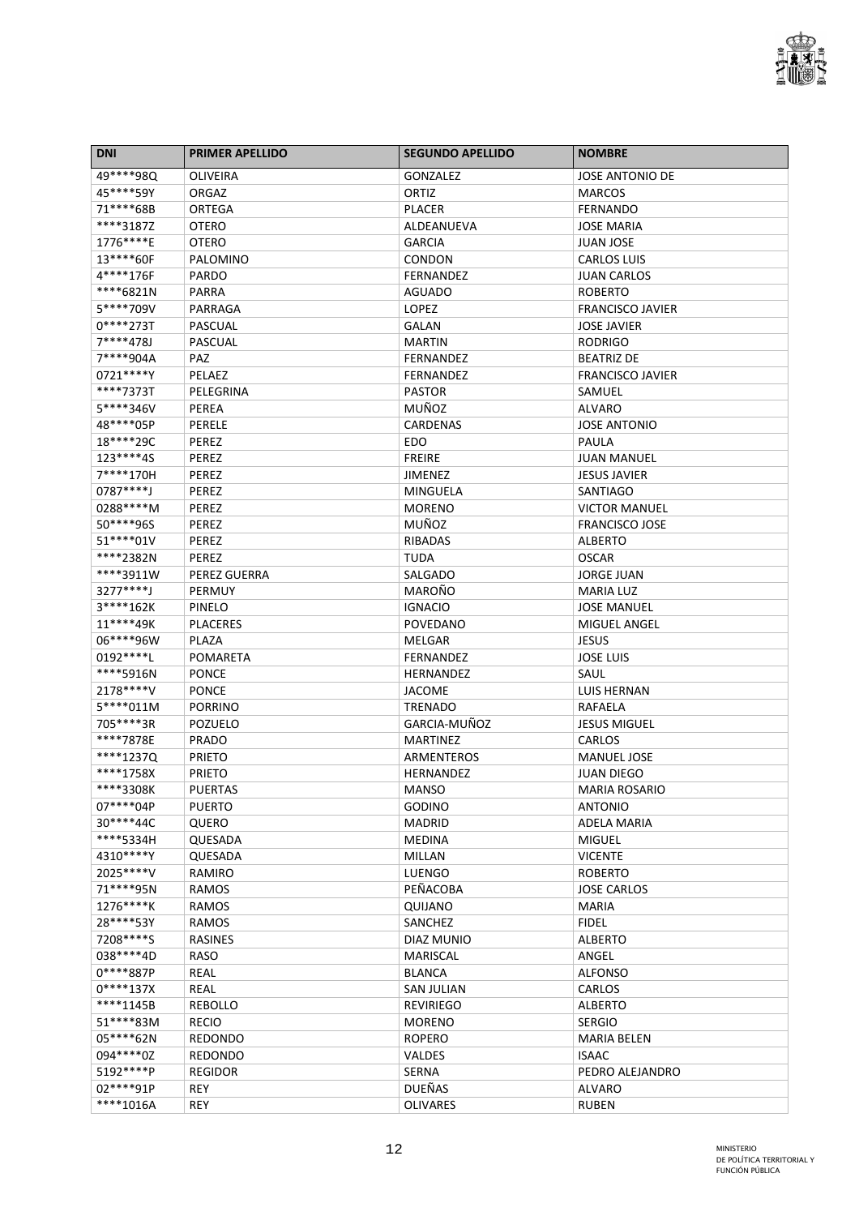| DNI | PRIMER APELLIDO | SEGUNDO APELLIDO | NOMBRE |
| --- | --- | --- | --- |
| 49****98Q | OLIVEIRA | GONZALEZ | JOSE ANTONIO DE |
| 45****59Y | ORGAZ | ORTIZ | MARCOS |
| 71****68B | ORTEGA | PLACER | FERNANDO |
| ****3187Z | OTERO | ALDEANUEVA | JOSE MARIA |
| 1776****E | OTERO | GARCIA | JUAN JOSE |
| 13****60F | PALOMINO | CONDON | CARLOS LUIS |
| 4****176F | PARDO | FERNANDEZ | JUAN CARLOS |
| ****6821N | PARRA | AGUADO | ROBERTO |
| 5****709V | PARRAGA | LOPEZ | FRANCISCO JAVIER |
| 0****273T | PASCUAL | GALAN | JOSE JAVIER |
| 7****478J | PASCUAL | MARTIN | RODRIGO |
| 7****904A | PAZ | FERNANDEZ | BEATRIZ DE |
| 0721****Y | PELAEZ | FERNANDEZ | FRANCISCO JAVIER |
| ****7373T | PELEGRINA | PASTOR | SAMUEL |
| 5****346V | PEREA | MUÑOZ | ALVARO |
| 48****05P | PERELE | CARDENAS | JOSE ANTONIO |
| 18****29C | PEREZ | EDO | PAULA |
| 123****4S | PEREZ | FREIRE | JUAN MANUEL |
| 7****170H | PEREZ | JIMENEZ | JESUS JAVIER |
| 0787****J | PEREZ | MINGUELA | SANTIAGO |
| 0288****M | PEREZ | MORENO | VICTOR MANUEL |
| 50****96S | PEREZ | MUÑOZ | FRANCISCO JOSE |
| 51****01V | PEREZ | RIBADAS | ALBERTO |
| ****2382N | PEREZ | TUDA | OSCAR |
| ****3911W | PEREZ GUERRA | SALGADO | JORGE JUAN |
| 3277****J | PERMUY | MAROÑO | MARIA LUZ |
| 3****162K | PINELO | IGNACIO | JOSE MANUEL |
| 11****49K | PLACERES | POVEDANO | MIGUEL ANGEL |
| 06****96W | PLAZA | MELGAR | JESUS |
| 0192****L | POMARETA | FERNANDEZ | JOSE LUIS |
| ****5916N | PONCE | HERNANDEZ | SAUL |
| 2178****V | PONCE | JACOME | LUIS HERNAN |
| 5****011M | PORRINO | TRENADO | RAFAELA |
| 705****3R | POZUELO | GARCIA-MUÑOZ | JESUS MIGUEL |
| ****7878E | PRADO | MARTINEZ | CARLOS |
| ****1237Q | PRIETO | ARMENTEROS | MANUEL JOSE |
| ****1758X | PRIETO | HERNANDEZ | JUAN DIEGO |
| ****3308K | PUERTAS | MANSO | MARIA ROSARIO |
| 07****04P | PUERTO | GODINO | ANTONIO |
| 30****44C | QUERO | MADRID | ADELA MARIA |
| ****5334H | QUESADA | MEDINA | MIGUEL |
| 4310****Y | QUESADA | MILLAN | VICENTE |
| 2025****V | RAMIRO | LUENGO | ROBERTO |
| 71****95N | RAMOS | PEÑACOBA | JOSE CARLOS |
| 1276****K | RAMOS | QUIJANO | MARIA |
| 28****53Y | RAMOS | SANCHEZ | FIDEL |
| 7208****S | RASINES | DIAZ MUNIO | ALBERTO |
| 038****4D | RASO | MARISCAL | ANGEL |
| 0****887P | REAL | BLANCA | ALFONSO |
| 0****137X | REAL | SAN JULIAN | CARLOS |
| ****1145B | REBOLLO | REVIRIEGO | ALBERTO |
| 51****83M | RECIO | MORENO | SERGIO |
| 05****62N | REDONDO | ROPERO | MARIA BELEN |
| 094****0Z | REDONDO | VALDES | ISAAC |
| 5192****P | REGIDOR | SERNA | PEDRO ALEJANDRO |
| 02****91P | REY | DUEÑAS | ALVARO |
| ****1016A | REY | OLIVARES | RUBEN |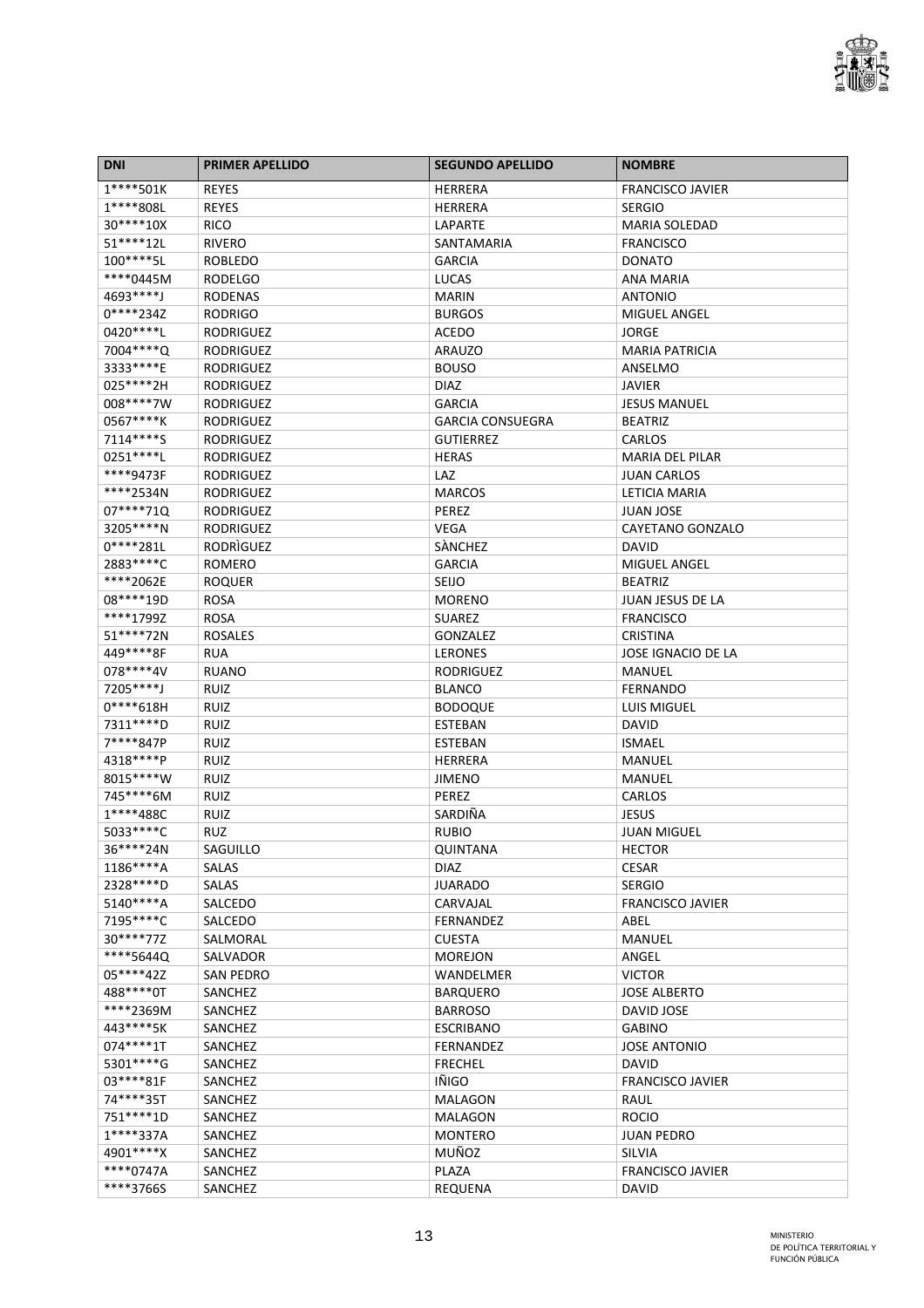| DNI | PRIMER APELLIDO | SEGUNDO APELLIDO | NOMBRE |
|---|---|---|---|
| 1****501K | REYES | HERRERA | FRANCISCO JAVIER |
| 1****808L | REYES | HERRERA | SERGIO |
| 30****10X | RICO | LAPARTE | MARIA SOLEDAD |
| 51****12L | RIVERO | SANTAMARIA | FRANCISCO |
| 100****5L | ROBLEDO | GARCIA | DONATO |
| ****0445M | RODELGO | LUCAS | ANA MARIA |
| 4693****J | RODENAS | MARIN | ANTONIO |
| 0****234Z | RODRIGO | BURGOS | MIGUEL ANGEL |
| 0420****L | RODRIGUEZ | ACEDO | JORGE |
| 7004****Q | RODRIGUEZ | ARAUZO | MARIA PATRICIA |
| 3333****E | RODRIGUEZ | BOUSO | ANSELMO |
| 025****2H | RODRIGUEZ | DIAZ | JAVIER |
| 008****7W | RODRIGUEZ | GARCIA | JESUS MANUEL |
| 0567****K | RODRIGUEZ | GARCIA CONSUEGRA | BEATRIZ |
| 7114****S | RODRIGUEZ | GUTIERREZ | CARLOS |
| 0251****L | RODRIGUEZ | HERAS | MARIA DEL PILAR |
| ****9473F | RODRIGUEZ | LAZ | JUAN CARLOS |
| ****2534N | RODRIGUEZ | MARCOS | LETICIA MARIA |
| 07****71Q | RODRIGUEZ | PEREZ | JUAN JOSE |
| 3205****N | RODRIGUEZ | VEGA | CAYETANO GONZALO |
| 0****281L | RODRÌGUEZ | SÀNCHEZ | DAVID |
| 2883****C | ROMERO | GARCIA | MIGUEL ANGEL |
| ****2062E | ROQUER | SEIJO | BEATRIZ |
| 08****19D | ROSA | MORENO | JUAN JESUS DE LA |
| ****1799Z | ROSA | SUAREZ | FRANCISCO |
| 51****72N | ROSALES | GONZALEZ | CRISTINA |
| 449****8F | RUA | LERONES | JOSE IGNACIO DE LA |
| 078****4V | RUANO | RODRIGUEZ | MANUEL |
| 7205****J | RUIZ | BLANCO | FERNANDO |
| 0****618H | RUIZ | BODOQUE | LUIS MIGUEL |
| 7311****D | RUIZ | ESTEBAN | DAVID |
| 7****847P | RUIZ | ESTEBAN | ISMAEL |
| 4318****P | RUIZ | HERRERA | MANUEL |
| 8015****W | RUIZ | JIMENO | MANUEL |
| 745****6M | RUIZ | PEREZ | CARLOS |
| 1****488C | RUIZ | SARDIÑA | JESUS |
| 5033****C | RUZ | RUBIO | JUAN MIGUEL |
| 36****24N | SAGUILLO | QUINTANA | HECTOR |
| 1186****A | SALAS | DIAZ | CESAR |
| 2328****D | SALAS | JUARADO | SERGIO |
| 5140****A | SALCEDO | CARVAJAL | FRANCISCO JAVIER |
| 7195****C | SALCEDO | FERNANDEZ | ABEL |
| 30****77Z | SALMORAL | CUESTA | MANUEL |
| ****5644Q | SALVADOR | MOREJON | ANGEL |
| 05****42Z | SAN PEDRO | WANDELMER | VICTOR |
| 488****0T | SANCHEZ | BARQUERO | JOSE ALBERTO |
| ****2369M | SANCHEZ | BARROSO | DAVID JOSE |
| 443****5K | SANCHEZ | ESCRIBANO | GABINO |
| 074****1T | SANCHEZ | FERNANDEZ | JOSE ANTONIO |
| 5301****G | SANCHEZ | FRECHEL | DAVID |
| 03****81F | SANCHEZ | IÑIGO | FRANCISCO JAVIER |
| 74****35T | SANCHEZ | MALAGON | RAUL |
| 751****1D | SANCHEZ | MALAGON | ROCIO |
| 1****337A | SANCHEZ | MONTERO | JUAN PEDRO |
| 4901****X | SANCHEZ | MUÑOZ | SILVIA |
| ****0747A | SANCHEZ | PLAZA | FRANCISCO JAVIER |
| ****3766S | SANCHEZ | REQUENA | DAVID |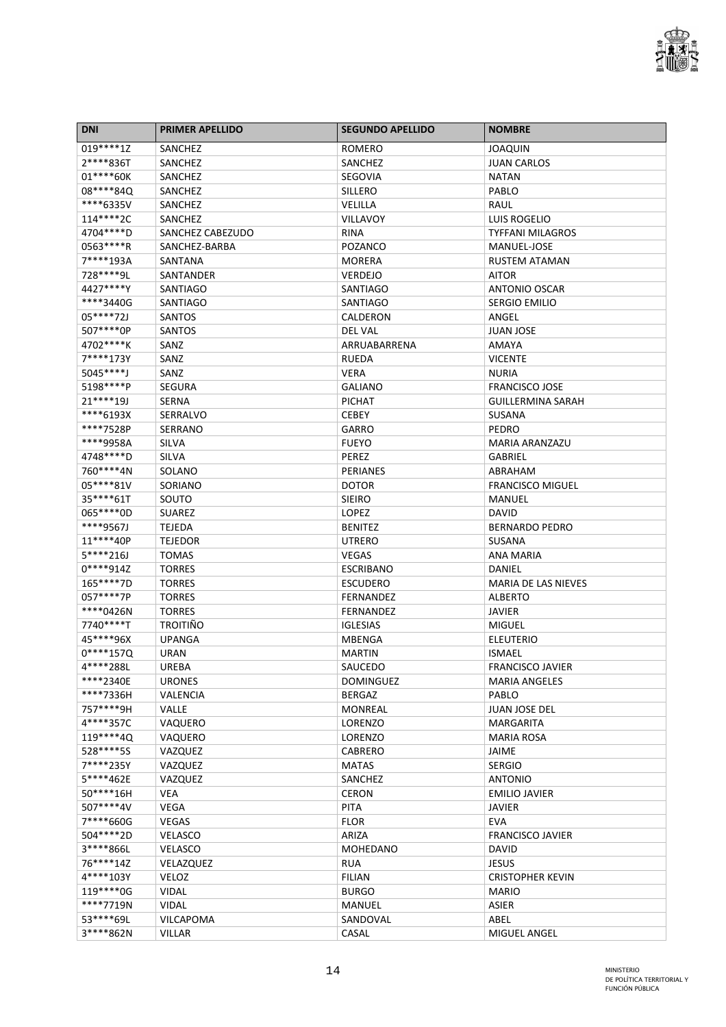| DNI | PRIMER APELLIDO | SEGUNDO APELLIDO | NOMBRE |
| --- | --- | --- | --- |
| 019****1Z | SANCHEZ | ROMERO | JOAQUIN |
| 2****836T | SANCHEZ | SANCHEZ | JUAN CARLOS |
| 01****60K | SANCHEZ | SEGOVIA | NATAN |
| 08****84Q | SANCHEZ | SILLERO | PABLO |
| ****6335V | SANCHEZ | VELILLA | RAUL |
| 114****2C | SANCHEZ | VILLAVOY | LUIS ROGELIO |
| 4704****D | SANCHEZ CABEZUDO | RINA | TYFFANI MILAGROS |
| 0563****R | SANCHEZ-BARBA | POZANCO | MANUEL-JOSE |
| 7****193A | SANTANA | MORERA | RUSTEM ATAMAN |
| 728****9L | SANTANDER | VERDEJO | AITOR |
| 4427****Y | SANTIAGO | SANTIAGO | ANTONIO OSCAR |
| ****3440G | SANTIAGO | SANTIAGO | SERGIO EMILIO |
| 05****72J | SANTOS | CALDERON | ANGEL |
| 507****0P | SANTOS | DEL VAL | JUAN JOSE |
| 4702****K | SANZ | ARRUABARRENA | AMAYA |
| 7****173Y | SANZ | RUEDA | VICENTE |
| 5045****J | SANZ | VERA | NURIA |
| 5198****P | SEGURA | GALIANO | FRANCISCO JOSE |
| 21****19J | SERNA | PICHAT | GUILLERMINA SARAH |
| ****6193X | SERRALVO | CEBEY | SUSANA |
| ****7528P | SERRANO | GARRO | PEDRO |
| ****9958A | SILVA | FUEYO | MARIA ARANZAZU |
| 4748****D | SILVA | PEREZ | GABRIEL |
| 760****4N | SOLANO | PERIANES | ABRAHAM |
| 05****81V | SORIANO | DOTOR | FRANCISCO MIGUEL |
| 35****61T | SOUTO | SIEIRO | MANUEL |
| 065****0D | SUAREZ | LOPEZ | DAVID |
| ****9567J | TEJEDA | BENITEZ | BERNARDO PEDRO |
| 11****40P | TEJEDOR | UTRERO | SUSANA |
| 5****216J | TOMAS | VEGAS | ANA MARIA |
| 0****914Z | TORRES | ESCRIBANO | DANIEL |
| 165****7D | TORRES | ESCUDERO | MARIA DE LAS NIEVES |
| 057****7P | TORRES | FERNANDEZ | ALBERTO |
| ****0426N | TORRES | FERNANDEZ | JAVIER |
| 7740****T | TROITIÑO | IGLESIAS | MIGUEL |
| 45****96X | UPANGA | MBENGA | ELEUTERIO |
| 0****157Q | URAN | MARTIN | ISMAEL |
| 4****288L | UREBA | SAUCEDO | FRANCISCO JAVIER |
| ****2340E | URONES | DOMINGUEZ | MARIA ANGELES |
| ****7336H | VALENCIA | BERGAZ | PABLO |
| 757****9H | VALLE | MONREAL | JUAN JOSE DEL |
| 4****357C | VAQUERO | LORENZO | MARGARITA |
| 119****4Q | VAQUERO | LORENZO | MARIA ROSA |
| 528****5S | VAZQUEZ | CABRERO | JAIME |
| 7****235Y | VAZQUEZ | MATAS | SERGIO |
| 5****462E | VAZQUEZ | SANCHEZ | ANTONIO |
| 50****16H | VEA | CERON | EMILIO JAVIER |
| 507****4V | VEGA | PITA | JAVIER |
| 7****660G | VEGAS | FLOR | EVA |
| 504****2D | VELASCO | ARIZA | FRANCISCO JAVIER |
| 3****866L | VELASCO | MOHEDANO | DAVID |
| 76****14Z | VELAZQUEZ | RUA | JESUS |
| 4****103Y | VELOZ | FILIAN | CRISTOPHER KEVIN |
| 119****0G | VIDAL | BURGO | MARIO |
| ****7719N | VIDAL | MANUEL | ASIER |
| 53****69L | VILCAPOMA | SANDOVAL | ABEL |
| 3****862N | VILLAR | CASAL | MIGUEL ANGEL |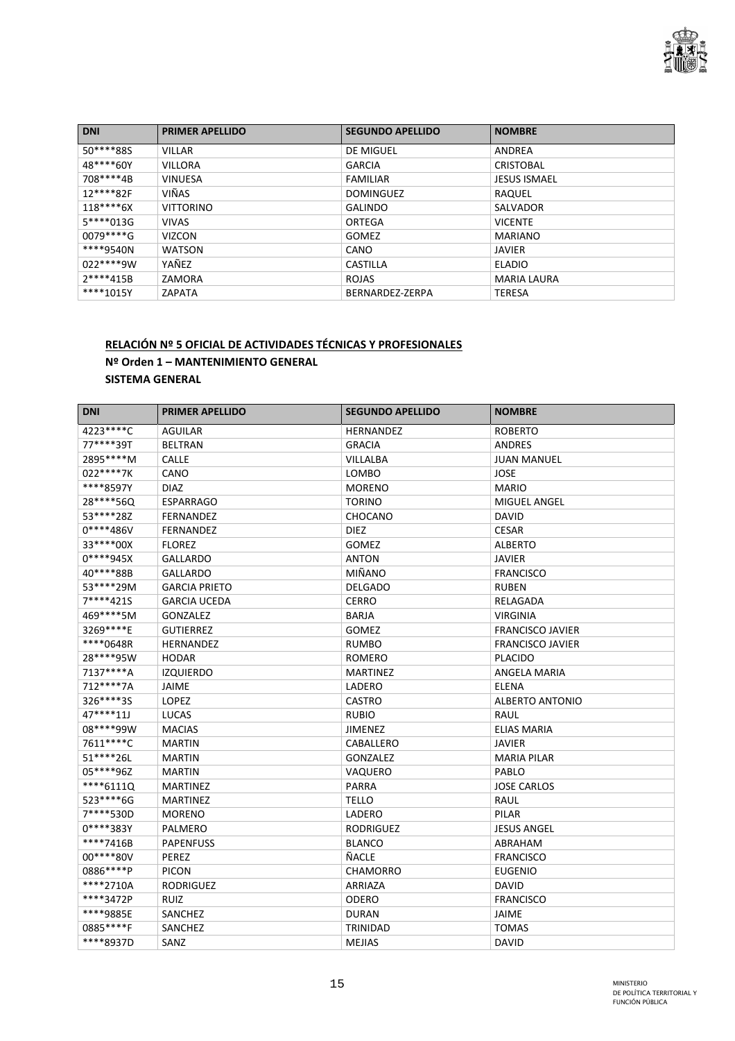| DNI | PRIMER APELLIDO | SEGUNDO APELLIDO | NOMBRE |
|---|---|---|---|
| 50****88S | VILLAR | DE MIGUEL | ANDREA |
| 48****60Y | VILLORA | GARCIA | CRISTOBAL |
| 708****4B | VINUESA | FAMILIAR | JESUS ISMAEL |
| 12****82F | VIÑAS | DOMINGUEZ | RAQUEL |
| 118****6X | VITTORINO | GALINDO | SALVADOR |
| 5****013G | VIVAS | ORTEGA | VICENTE |
| 0079****G | VIZCON | GOMEZ | MARIANO |
| ****9540N | WATSON | CANO | JAVIER |
| 022****9W | YAÑEZ | CASTILLA | ELADIO |
| 2****415B | ZAMORA | ROJAS | MARIA LAURA |
| ****1015Y | ZAPATA | BERNARDEZ-ZERPA | TERESA |

**RELACIÓN Nº 5 OFICIAL DE ACTIVIDADES TÉCNICAS Y PROFESIONALES**

**Nº Orden 1 – MANTENIMIENTO GENERAL**

**SISTEMA GENERAL**

| DNI | PRIMER APELLIDO | SEGUNDO APELLIDO | NOMBRE |
|---|---|---|---|
| 4223****C | AGUILAR | HERNANDEZ | ROBERTO |
| 77****39T | BELTRAN | GRACIA | ANDRES |
| 2895****M | CALLE | VILLALBA | JUAN MANUEL |
| 022****7K | CANO | LOMBO | JOSE |
| ****8597Y | DIAZ | MORENO | MARIO |
| 28****56Q | ESPARRAGO | TORINO | MIGUEL ANGEL |
| 53****28Z | FERNANDEZ | CHOCANO | DAVID |
| 0****486V | FERNANDEZ | DIEZ | CESAR |
| 33****00X | FLOREZ | GOMEZ | ALBERTO |
| 0****945X | GALLARDO | ANTON | JAVIER |
| 40****88B | GALLARDO | MIÑANO | FRANCISCO |
| 53****29M | GARCIA PRIETO | DELGADO | RUBEN |
| 7****421S | GARCIA UCEDA | CERRO | RELAGADA |
| 469****5M | GONZALEZ | BARJA | VIRGINIA |
| 3269****E | GUTIERREZ | GOMEZ | FRANCISCO JAVIER |
| ****0648R | HERNANDEZ | RUMBO | FRANCISCO JAVIER |
| 28****95W | HODAR | ROMERO | PLACIDO |
| 7137****A | IZQUIERDO | MARTINEZ | ANGELA MARIA |
| 712****7A | JAIME | LADERO | ELENA |
| 326****3S | LOPEZ | CASTRO | ALBERTO ANTONIO |
| 47****11J | LUCAS | RUBIO | RAUL |
| 08****99W | MACIAS | JIMENEZ | ELIAS MARIA |
| 7611****C | MARTIN | CABALLERO | JAVIER |
| 51****26L | MARTIN | GONZALEZ | MARIA PILAR |
| 05****96Z | MARTIN | VAQUERO | PABLO |
| ****6111Q | MARTINEZ | PARRA | JOSE CARLOS |
| 523****6G | MARTINEZ | TELLO | RAUL |
| 7****530D | MORENO | LADERO | PILAR |
| 0****383Y | PALMERO | RODRIGUEZ | JESUS ANGEL |
| ****7416B | PAPENFUSS | BLANCO | ABRAHAM |
| 00****80V | PEREZ | ÑACLE | FRANCISCO |
| 0886****P | PICON | CHAMORRO | EUGENIO |
| ****2710A | RODRIGUEZ | ARRIAZA | DAVID |
| ****3472P | RUIZ | ODERO | FRANCISCO |
| ****9885E | SANCHEZ | DURAN | JAIME |
| 0885****F | SANCHEZ | TRINIDAD | TOMAS |
| ****8937D | SANZ | MEJIAS | DAVID |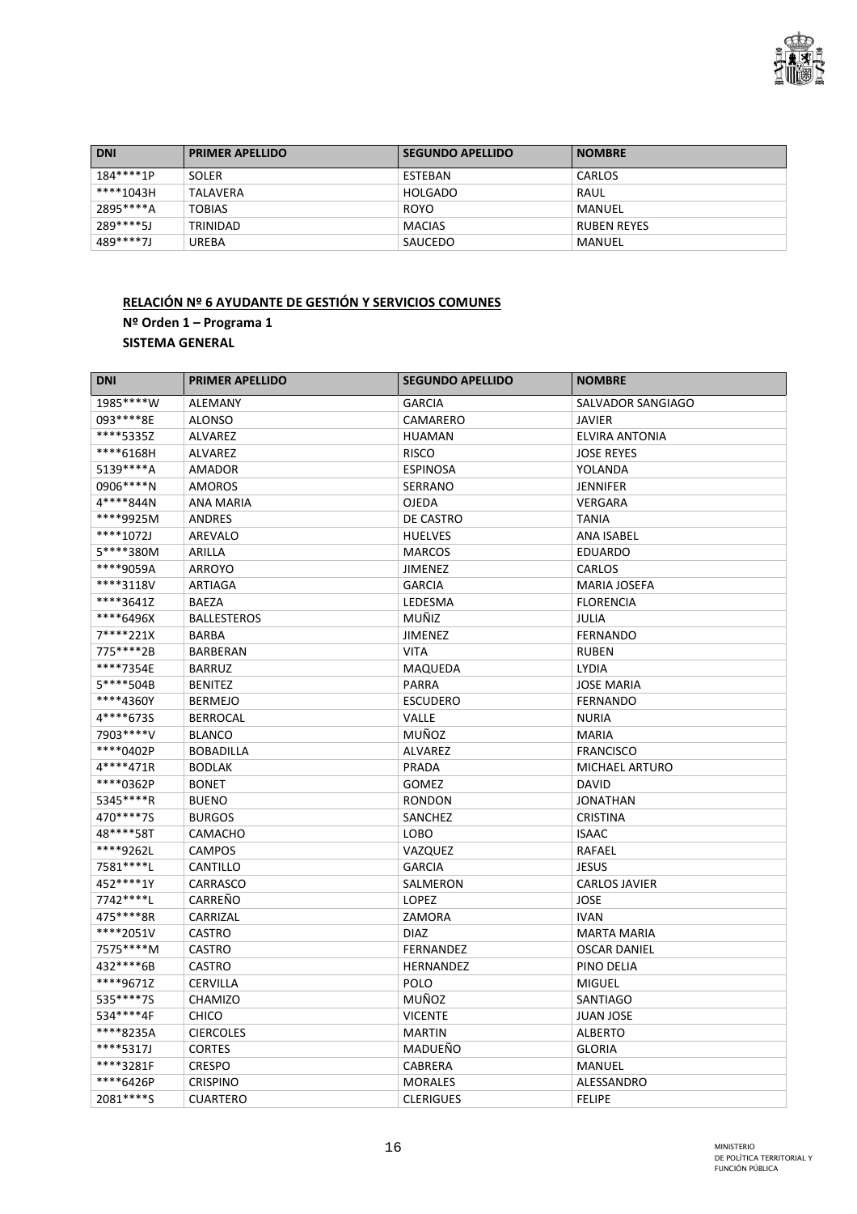| DNI | PRIMER APELLIDO | SEGUNDO APELLIDO | NOMBRE |
|---|---|---|---|
| 184****1P | SOLER | ESTEBAN | CARLOS |
| ****1043H | TALAVERA | HOLGADO | RAUL |
| 2895****A | TOBIAS | ROYO | MANUEL |
| 289****5J | TRINIDAD | MACIAS | RUBEN REYES |
| 489****7J | UREBA | SAUCEDO | MANUEL |

**RELACIÓN Nº 6 AYUDANTE DE GESTIÓN Y SERVICIOS COMUNES**

**Nº Orden 1 – Programa 1**

**SISTEMA GENERAL**

| DNI | PRIMER APELLIDO | SEGUNDO APELLIDO | NOMBRE |
|---|---|---|---|
| 1985****W | ALEMANY | GARCIA | SALVADOR SANGIAGO |
| 093****8E | ALONSO | CAMARERO | JAVIER |
| ****5335Z | ALVAREZ | HUAMAN | ELVIRA ANTONIA |
| ****6168H | ALVAREZ | RISCO | JOSE REYES |
| 5139****A | AMADOR | ESPINOSA | YOLANDA |
| 0906****N | AMOROS | SERRANO | JENNIFER |
| 4****844N | ANA MARIA | OJEDA | VERGARA |
| ****9925M | ANDRES | DE CASTRO | TANIA |
| ****1072J | AREVALO | HUELVES | ANA ISABEL |
| 5****380M | ARILLA | MARCOS | EDUARDO |
| ****9059A | ARROYO | JIMENEZ | CARLOS |
| ****3118V | ARTIAGA | GARCIA | MARIA JOSEFA |
| ****3641Z | BAEZA | LEDESMA | FLORENCIA |
| ****6496X | BALLESTEROS | MUÑIZ | JULIA |
| 7****221X | BARBA | JIMENEZ | FERNANDO |
| 775****2B | BARBERAN | VITA | RUBEN |
| ****7354E | BARRUZ | MAQUEDA | LYDIA |
| 5****504B | BENITEZ | PARRA | JOSE MARIA |
| ****4360Y | BERMEJO | ESCUDERO | FERNANDO |
| 4****673S | BERROCAL | VALLE | NURIA |
| 7903****V | BLANCO | MUÑOZ | MARIA |
| ****0402P | BOBADILLA | ALVAREZ | FRANCISCO |
| 4****471R | BODLAK | PRADA | MICHAEL ARTURO |
| ****0362P | BONET | GOMEZ | DAVID |
| 5345****R | BUENO | RONDON | JONATHAN |
| 470****7S | BURGOS | SANCHEZ | CRISTINA |
| 48****58T | CAMACHO | LOBO | ISAAC |
| ****9262L | CAMPOS | VAZQUEZ | RAFAEL |
| 7581****L | CANTILLO | GARCIA | JESUS |
| 452****1Y | CARRASCO | SALMERON | CARLOS JAVIER |
| 7742****L | CARREÑO | LOPEZ | JOSE |
| 475****8R | CARRIZAL | ZAMORA | IVAN |
| ****2051V | CASTRO | DIAZ | MARTA MARIA |
| 7575****M | CASTRO | FERNANDEZ | OSCAR DANIEL |
| 432****6B | CASTRO | HERNANDEZ | PINO DELIA |
| ****9671Z | CERVILLA | POLO | MIGUEL |
| 535****7S | CHAMIZO | MUÑOZ | SANTIAGO |
| 534****4F | CHICO | VICENTE | JUAN JOSE |
| ****8235A | CIERCOLES | MARTIN | ALBERTO |
| ****5317J | CORTES | MADUEÑO | GLORIA |
| ****3281F | CRESPO | CABRERA | MANUEL |
| ****6426P | CRISPINO | MORALES | ALESSANDRO |
| 2081****S | CUARTERO | CLERIGUES | FELIPE |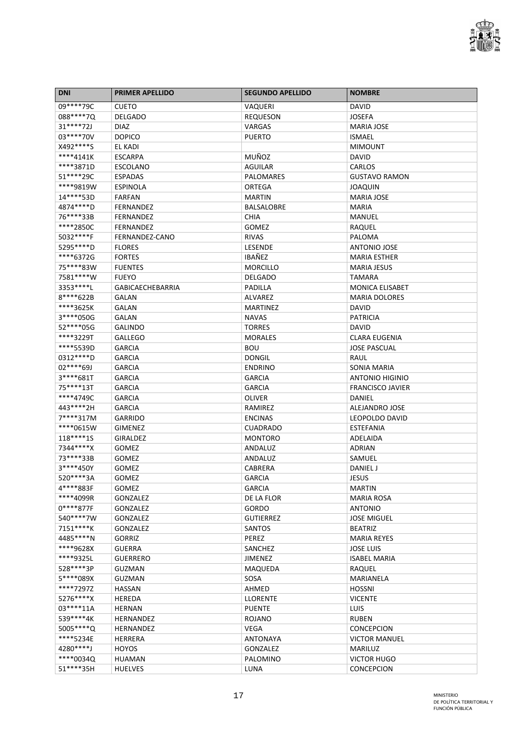| DNI | PRIMER APELLIDO | SEGUNDO APELLIDO | NOMBRE |
| --- | --- | --- | --- |
| 09****79C | CUETO | VAQUERI | DAVID |
| 088****7Q | DELGADO | REQUESON | JOSEFA |
| 31****72J | DIAZ | VARGAS | MARIA JOSE |
| 03****70V | DOPICO | PUERTO | ISMAEL |
| X492****S | EL KADI | | MIMOUNT |
| ****4141K | ESCARPA | MUÑOZ | DAVID |
| ****3871D | ESCOLANO | AGUILAR | CARLOS |
| 51****29C | ESPADAS | PALOMARES | GUSTAVO RAMON |
| ****9819W | ESPINOLA | ORTEGA | JOAQUIN |
| 14****53D | FARFAN | MARTIN | MARIA JOSE |
| 4874****D | FERNANDEZ | BALSALOBRE | MARIA |
| 76****33B | FERNANDEZ | CHIA | MANUEL |
| ****2850C | FERNANDEZ | GOMEZ | RAQUEL |
| 5032****F | FERNANDEZ-CANO | RIVAS | PALOMA |
| 5295****D | FLORES | LESENDE | ANTONIO JOSE |
| ****6372G | FORTES | IBAÑEZ | MARIA ESTHER |
| 75****83W | FUENTES | MORCILLO | MARIA JESUS |
| 7581****W | FUEYO | DELGADO | TAMARA |
| 3353****L | GABICAECHEBARRIA | PADILLA | MONICA ELISABET |
| 8****622B | GALAN | ALVAREZ | MARIA DOLORES |
| ****3625K | GALAN | MARTINEZ | DAVID |
| 3****050G | GALAN | NAVAS | PATRICIA |
| 52****05G | GALINDO | TORRES | DAVID |
| ****3229T | GALLEGO | MORALES | CLARA EUGENIA |
| ****5539D | GARCIA | BOU | JOSE PASCUAL |
| 0312****D | GARCIA | DONGIL | RAUL |
| 02****69J | GARCIA | ENDRINO | SONIA MARIA |
| 3****681T | GARCIA | GARCIA | ANTONIO HIGINIO |
| 75****13T | GARCIA | GARCIA | FRANCISCO JAVIER |
| ****4749C | GARCIA | OLIVER | DANIEL |
| 443****2H | GARCIA | RAMIREZ | ALEJANDRO JOSE |
| 7****317M | GARRIDO | ENCINAS | LEOPOLDO DAVID |
| ****0615W | GIMENEZ | CUADRADO | ESTEFANIA |
| 118****1S | GIRALDEZ | MONTORO | ADELAIDA |
| 7344****X | GOMEZ | ANDALUZ | ADRIAN |
| 73****33B | GOMEZ | ANDALUZ | SAMUEL |
| 3****450Y | GOMEZ | CABRERA | DANIEL J |
| 520****3A | GOMEZ | GARCIA | JESUS |
| 4****883F | GOMEZ | GARCIA | MARTIN |
| ****4099R | GONZALEZ | DE LA FLOR | MARIA ROSA |
| 0****877F | GONZALEZ | GORDO | ANTONIO |
| 540****7W | GONZALEZ | GUTIERREZ | JOSE MIGUEL |
| 7151****K | GONZALEZ | SANTOS | BEATRIZ |
| 4485****N | GORRIZ | PEREZ | MARIA REYES |
| ****9628X | GUERRA | SANCHEZ | JOSE LUIS |
| ****9325L | GUERRERO | JIMENEZ | ISABEL MARIA |
| 528****3P | GUZMAN | MAQUEDA | RAQUEL |
| 5****089X | GUZMAN | SOSA | MARIANELA |
| ****7297Z | HASSAN | AHMED | HOSSNI |
| 5276****X | HEREDA | LLORENTE | VICENTE |
| 03****11A | HERNAN | PUENTE | LUIS |
| 539****4K | HERNANDEZ | ROJANO | RUBEN |
| 5005****Q | HERNANDEZ | VEGA | CONCEPCION |
| ****5234E | HERRERA | ANTONAYA | VICTOR MANUEL |
| 4280****J | HOYOS | GONZALEZ | MARILUZ |
| ****0034Q | HUAMAN | PALOMINO | VICTOR HUGO |
| 51****35H | HUELVES | LUNA | CONCEPCION |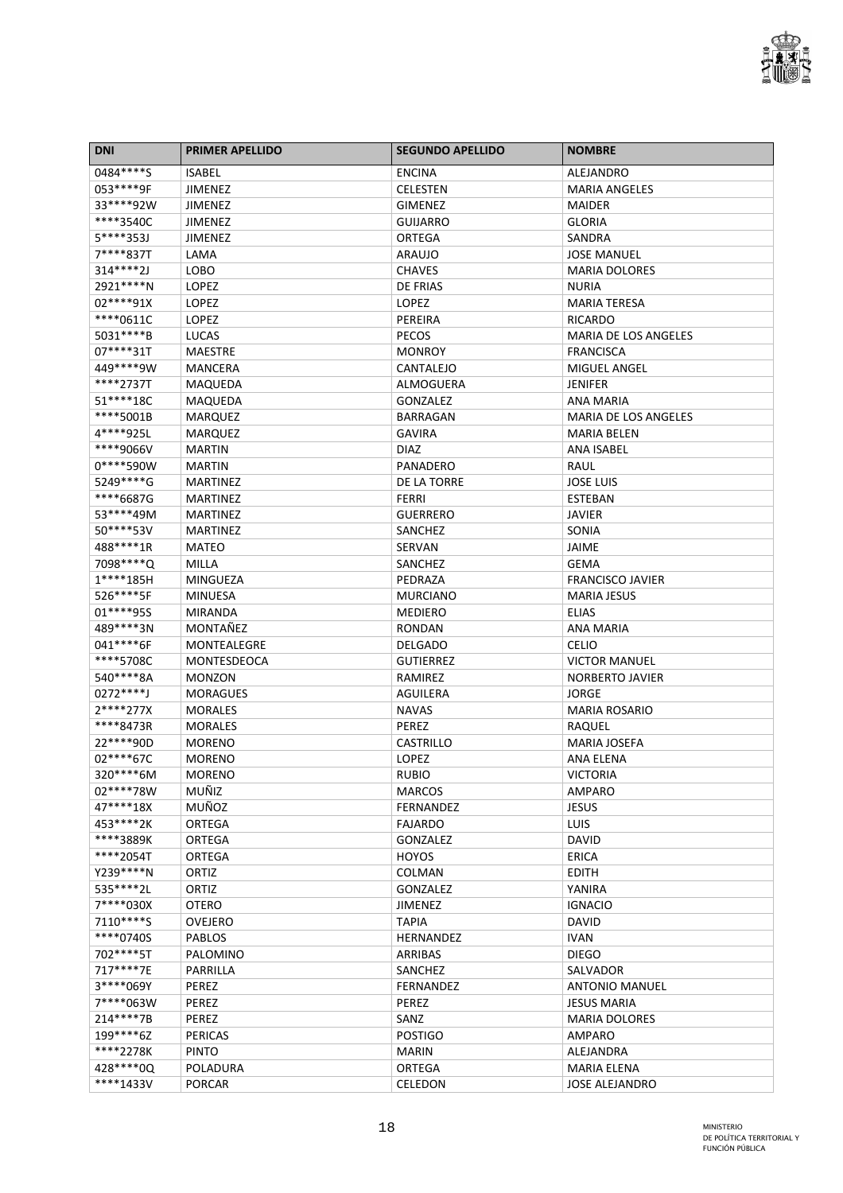| DNI | PRIMER APELLIDO | SEGUNDO APELLIDO | NOMBRE |
|---|---|---|---|
| 0484****S | ISABEL | ENCINA | ALEJANDRO |
| 053****9F | JIMENEZ | CELESTEN | MARIA ANGELES |
| 33****92W | JIMENEZ | GIMENEZ | MAIDER |
| ****3540C | JIMENEZ | GUIJARRO | GLORIA |
| 5****353J | JIMENEZ | ORTEGA | SANDRA |
| 7****837T | LAMA | ARAUJO | JOSE MANUEL |
| 314****2J | LOBO | CHAVES | MARIA DOLORES |
| 2921****N | LOPEZ | DE FRIAS | NURIA |
| 02****91X | LOPEZ | LOPEZ | MARIA TERESA |
| ****0611C | LOPEZ | PEREIRA | RICARDO |
| 5031****B | LUCAS | PECOS | MARIA DE LOS ANGELES |
| 07****31T | MAESTRE | MONROY | FRANCISCA |
| 449****9W | MANCERA | CANTALEJO | MIGUEL ANGEL |
| ****2737T | MAQUEDA | ALMOGUERA | JENIFER |
| 51****18C | MAQUEDA | GONZALEZ | ANA MARIA |
| ****5001B | MARQUEZ | BARRAGAN | MARIA DE LOS ANGELES |
| 4****925L | MARQUEZ | GAVIRA | MARIA BELEN |
| ****9066V | MARTIN | DIAZ | ANA ISABEL |
| 0****590W | MARTIN | PANADERO | RAUL |
| 5249****G | MARTINEZ | DE LA TORRE | JOSE LUIS |
| ****6687G | MARTINEZ | FERRI | ESTEBAN |
| 53****49M | MARTINEZ | GUERRERO | JAVIER |
| 50****53V | MARTINEZ | SANCHEZ | SONIA |
| 488****1R | MATEO | SERVAN | JAIME |
| 7098****Q | MILLA | SANCHEZ | GEMA |
| 1****185H | MINGUEZA | PEDRAZA | FRANCISCO JAVIER |
| 526****5F | MINUESA | MURCIANO | MARIA JESUS |
| 01****95S | MIRANDA | MEDIERO | ELIAS |
| 489****3N | MONTAÑEZ | RONDAN | ANA MARIA |
| 041****6F | MONTEALEGRE | DELGADO | CELIO |
| ****5708C | MONTESDEOCA | GUTIERREZ | VICTOR MANUEL |
| 540****8A | MONZON | RAMIREZ | NORBERTO JAVIER |
| 0272****J | MORAGUES | AGUILERA | JORGE |
| 2****277X | MORALES | NAVAS | MARIA ROSARIO |
| ****8473R | MORALES | PEREZ | RAQUEL |
| 22****90D | MORENO | CASTRILLO | MARIA JOSEFA |
| 02****67C | MORENO | LOPEZ | ANA ELENA |
| 320****6M | MORENO | RUBIO | VICTORIA |
| 02****78W | MUÑIZ | MARCOS | AMPARO |
| 47****18X | MUÑOZ | FERNANDEZ | JESUS |
| 453****2K | ORTEGA | FAJARDO | LUIS |
| ****3889K | ORTEGA | GONZALEZ | DAVID |
| ****2054T | ORTEGA | HOYOS | ERICA |
| Y239****N | ORTIZ | COLMAN | EDITH |
| 535****2L | ORTIZ | GONZALEZ | YANIRA |
| 7****030X | OTERO | JIMENEZ | IGNACIO |
| 7110****S | OVEJERO | TAPIA | DAVID |
| ****0740S | PABLOS | HERNANDEZ | IVAN |
| 702****5T | PALOMINO | ARRIBAS | DIEGO |
| 717****7E | PARRILLA | SANCHEZ | SALVADOR |
| 3****069Y | PEREZ | FERNANDEZ | ANTONIO MANUEL |
| 7****063W | PEREZ | PEREZ | JESUS MARIA |
| 214****7B | PEREZ | SANZ | MARIA DOLORES |
| 199****6Z | PERICAS | POSTIGO | AMPARO |
| ****2278K | PINTO | MARIN | ALEJANDRA |
| 428****0Q | POLADURA | ORTEGA | MARIA ELENA |
| ****1433V | PORCAR | CELEDON | JOSE ALEJANDRO |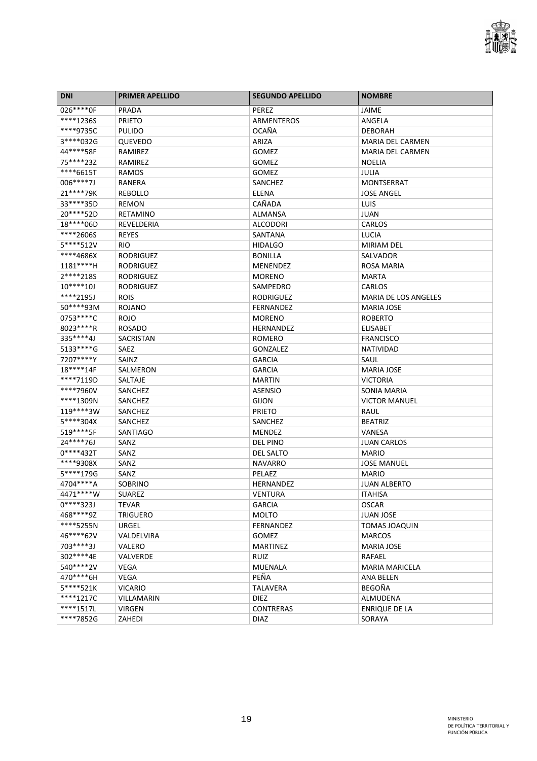| DNI | PRIMER APELLIDO | SEGUNDO APELLIDO | NOMBRE |
| --- | --- | --- | --- |
| 026****0F | PRADA | PEREZ | JAIME |
| ****1236S | PRIETO | ARMENTEROS | ANGELA |
| ****9735C | PULIDO | OCAÑA | DEBORAH |
| 3****032G | QUEVEDO | ARIZA | MARIA DEL CARMEN |
| 44****58F | RAMIREZ | GOMEZ | MARIA DEL CARMEN |
| 75****23Z | RAMIREZ | GOMEZ | NOELIA |
| ****6615T | RAMOS | GOMEZ | JULIA |
| 006****7J | RANERA | SANCHEZ | MONTSERRAT |
| 21****79K | REBOLLO | ELENA | JOSE ANGEL |
| 33****35D | REMON | CAÑADA | LUIS |
| 20****52D | RETAMINO | ALMANSA | JUAN |
| 18****06D | REVELDERIA | ALCODORI | CARLOS |
| ****2606S | REYES | SANTANA | LUCIA |
| 5****512V | RIO | HIDALGO | MIRIAM DEL |
| ****4686X | RODRIGUEZ | BONILLA | SALVADOR |
| 1181****H | RODRIGUEZ | MENENDEZ | ROSA MARIA |
| 2****218S | RODRIGUEZ | MORENO | MARTA |
| 10****10J | RODRIGUEZ | SAMPEDRO | CARLOS |
| ****2195J | ROIS | RODRIGUEZ | MARIA DE LOS ANGELES |
| 50****93M | ROJANO | FERNANDEZ | MARIA JOSE |
| 0753****C | ROJO | MORENO | ROBERTO |
| 8023****R | ROSADO | HERNANDEZ | ELISABET |
| 335****4J | SACRISTAN | ROMERO | FRANCISCO |
| 5133****G | SAEZ | GONZALEZ | NATIVIDAD |
| 7207****Y | SAINZ | GARCIA | SAUL |
| 18****14F | SALMERON | GARCIA | MARIA JOSE |
| ****7119D | SALTAJE | MARTIN | VICTORIA |
| ****7960V | SANCHEZ | ASENSIO | SONIA MARIA |
| ****1309N | SANCHEZ | GIJON | VICTOR MANUEL |
| 119****3W | SANCHEZ | PRIETO | RAUL |
| 5****304X | SANCHEZ | SANCHEZ | BEATRIZ |
| 519****5F | SANTIAGO | MENDEZ | VANESA |
| 24****76J | SANZ | DEL PINO | JUAN CARLOS |
| 0****432T | SANZ | DEL SALTO | MARIO |
| ****9308X | SANZ | NAVARRO | JOSE MANUEL |
| 5****179G | SANZ | PELAEZ | MARIO |
| 4704****A | SOBRINO | HERNANDEZ | JUAN ALBERTO |
| 4471****W | SUAREZ | VENTURA | ITAHISA |
| 0****323J | TEVAR | GARCIA | OSCAR |
| 468****9Z | TRIGUERO | MOLTO | JUAN JOSE |
| ****5255N | URGEL | FERNANDEZ | TOMAS JOAQUIN |
| 46****62V | VALDELVIRA | GOMEZ | MARCOS |
| 703****3J | VALERO | MARTINEZ | MARIA JOSE |
| 302****4E | VALVERDE | RUIZ | RAFAEL |
| 540****2V | VEGA | MUENALA | MARIA MARICELA |
| 470****6H | VEGA | PEÑA | ANA BELEN |
| 5****521K | VICARIO | TALAVERA | BEGOÑA |
| ****1217C | VILLAMARIN | DIEZ | ALMUDENA |
| ****1517L | VIRGEN | CONTRERAS | ENRIQUE DE LA |
| ****7852G | ZAHEDI | DIAZ | SORAYA |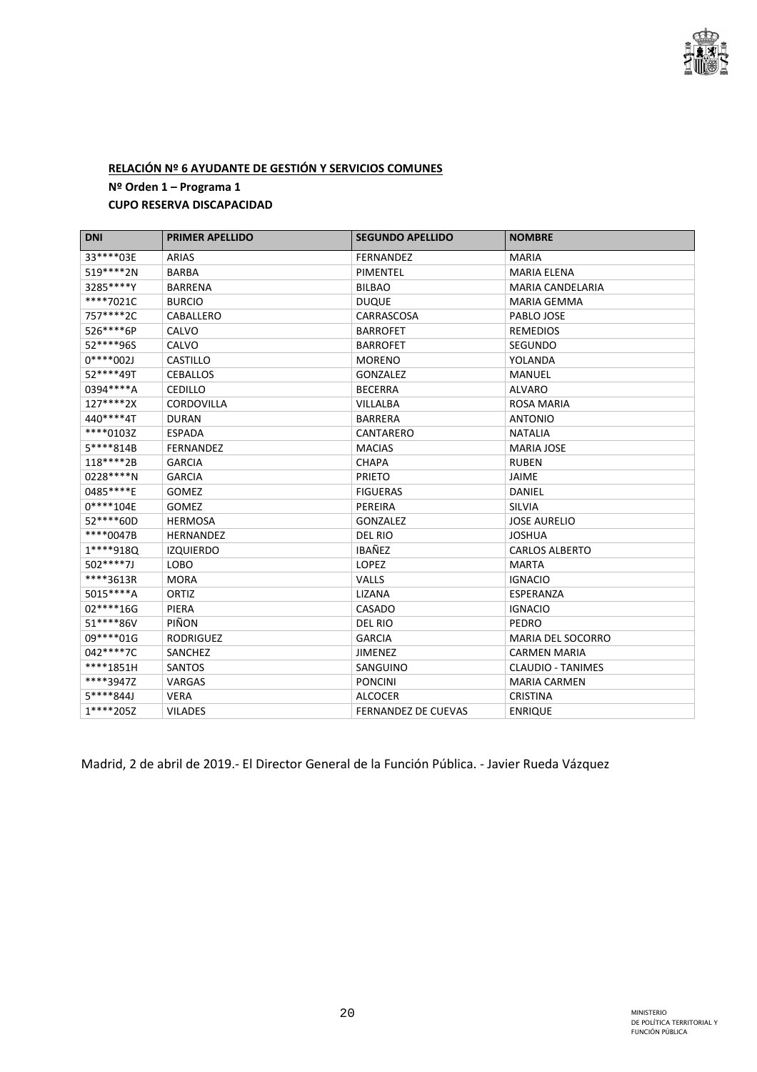**RELACIÓN Nº 6 AYUDANTE DE GESTIÓN Y SERVICIOS COMUNES**

**Nº Orden 1 – Programa 1**

**CUPO RESERVA DISCAPACIDAD**

| DNI | PRIMER APELLIDO | SEGUNDO APELLIDO | NOMBRE |
|---|---|---|---|
| 33****03E | ARIAS | FERNANDEZ | MARIA |
| 519****2N | BARBA | PIMENTEL | MARIA ELENA |
| 3285****Y | BARRENA | BILBAO | MARIA CANDELARIA |
| ****7021C | BURCIO | DUQUE | MARIA GEMMA |
| 757****2C | CABALLERO | CARRASCOSA | PABLO JOSE |
| 526****6P | CALVO | BARROFET | REMEDIOS |
| 52****96S | CALVO | BARROFET | SEGUNDO |
| 0****002J | CASTILLO | MORENO | YOLANDA |
| 52****49T | CEBALLOS | GONZALEZ | MANUEL |
| 0394****A | CEDILLO | BECERRA | ALVARO |
| 127****2X | CORDOVILLA | VILLALBA | ROSA MARIA |
| 440****4T | DURAN | BARRERA | ANTONIO |
| ****0103Z | ESPADA | CANTARERO | NATALIA |
| 5****814B | FERNANDEZ | MACIAS | MARIA JOSE |
| 118****2B | GARCIA | CHAPA | RUBEN |
| 0228****N | GARCIA | PRIETO | JAIME |
| 0485****E | GOMEZ | FIGUERAS | DANIEL |
| 0****104E | GOMEZ | PEREIRA | SILVIA |
| 52****60D | HERMOSA | GONZALEZ | JOSE AURELIO |
| ****0047B | HERNANDEZ | DEL RIO | JOSHUA |
| 1****918Q | IZQUIERDO | IBAÑEZ | CARLOS ALBERTO |
| 502****7J | LOBO | LOPEZ | MARTA |
| ****3613R | MORA | VALLS | IGNACIO |
| 5015****A | ORTIZ | LIZANA | ESPERANZA |
| 02****16G | PIERA | CASADO | IGNACIO |
| 51****86V | PIÑON | DEL RIO | PEDRO |
| 09****01G | RODRIGUEZ | GARCIA | MARIA DEL SOCORRO |
| 042****7C | SANCHEZ | JIMENEZ | CARMEN MARIA |
| ****1851H | SANTOS | SANGUINO | CLAUDIO - TANIMES |
| ****3947Z | VARGAS | PONCINI | MARIA CARMEN |
| 5****844J | VERA | ALCOCER | CRISTINA |
| 1****205Z | VILADES | FERNANDEZ DE CUEVAS | ENRIQUE |

Madrid, 2 de abril de 2019.- El Director General de la Función Pública. - Javier Rueda Vázquez